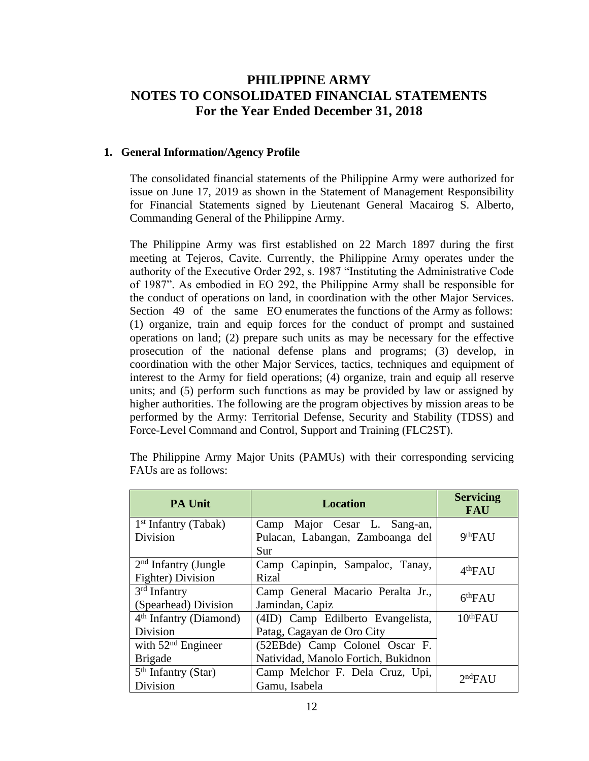# PHILIPPINE ARMY
# NOTES TO CONSOLIDATED FINANCIAL STATEMENTS
# For the Year Ended December 31, 2018

## 1. General Information/Agency Profile

The consolidated financial statements of the Philippine Army were authorized for issue on June 17, 2019 as shown in the Statement of Management Responsibility for Financial Statements signed by Lieutenant General Macairog S. Alberto, Commanding General of the Philippine Army.

The Philippine Army was first established on 22 March 1897 during the first meeting at Tejeros, Cavite. Currently, the Philippine Army operates under the authority of the Executive Order 292, s. 1987 "Instituting the Administrative Code of 1987". As embodied in EO 292, the Philippine Army shall be responsible for the conduct of operations on land, in coordination with the other Major Services. Section 49 of the same EO enumerates the functions of the Army as follows: (1) organize, train and equip forces for the conduct of prompt and sustained operations on land; (2) prepare such units as may be necessary for the effective prosecution of the national defense plans and programs; (3) develop, in coordination with the other Major Services, tactics, techniques and equipment of interest to the Army for field operations; (4) organize, train and equip all reserve units; and (5) perform such functions as may be provided by law or assigned by higher authorities. The following are the program objectives by mission areas to be performed by the Army: Territorial Defense, Security and Stability (TDSS) and Force-Level Command and Control, Support and Training (FLC2ST).

The Philippine Army Major Units (PAMUs) with their corresponding servicing FAUs are as follows:

| PA Unit | Location | Servicing FAU |
|---|---|---|
| 1st Infantry (Tabak) Division | Camp Major Cesar L. Sang-an, Pulacan, Labangan, Zamboanga del Sur | 9thFAU |
| 2nd Infantry (Jungle Fighter) Division | Camp Capinpin, Sampaloc, Tanay, Rizal | 4thFAU |
| 3rd Infantry (Spearhead) Division | Camp General Macario Peralta Jr., Jamindan, Capiz | 6thFAU |
| 4th Infantry (Diamond) Division | (4ID) Camp Edilberto Evangelista, Patag, Cagayan de Oro City | 10thFAU |
| with 52nd Engineer Brigade | (52EBde) Camp Colonel Oscar F. Natividad, Manolo Fortich, Bukidnon | |
| 5th Infantry (Star) Division | Camp Melchor F. Dela Cruz, Upi, Gamu, Isabela | 2ndFAU |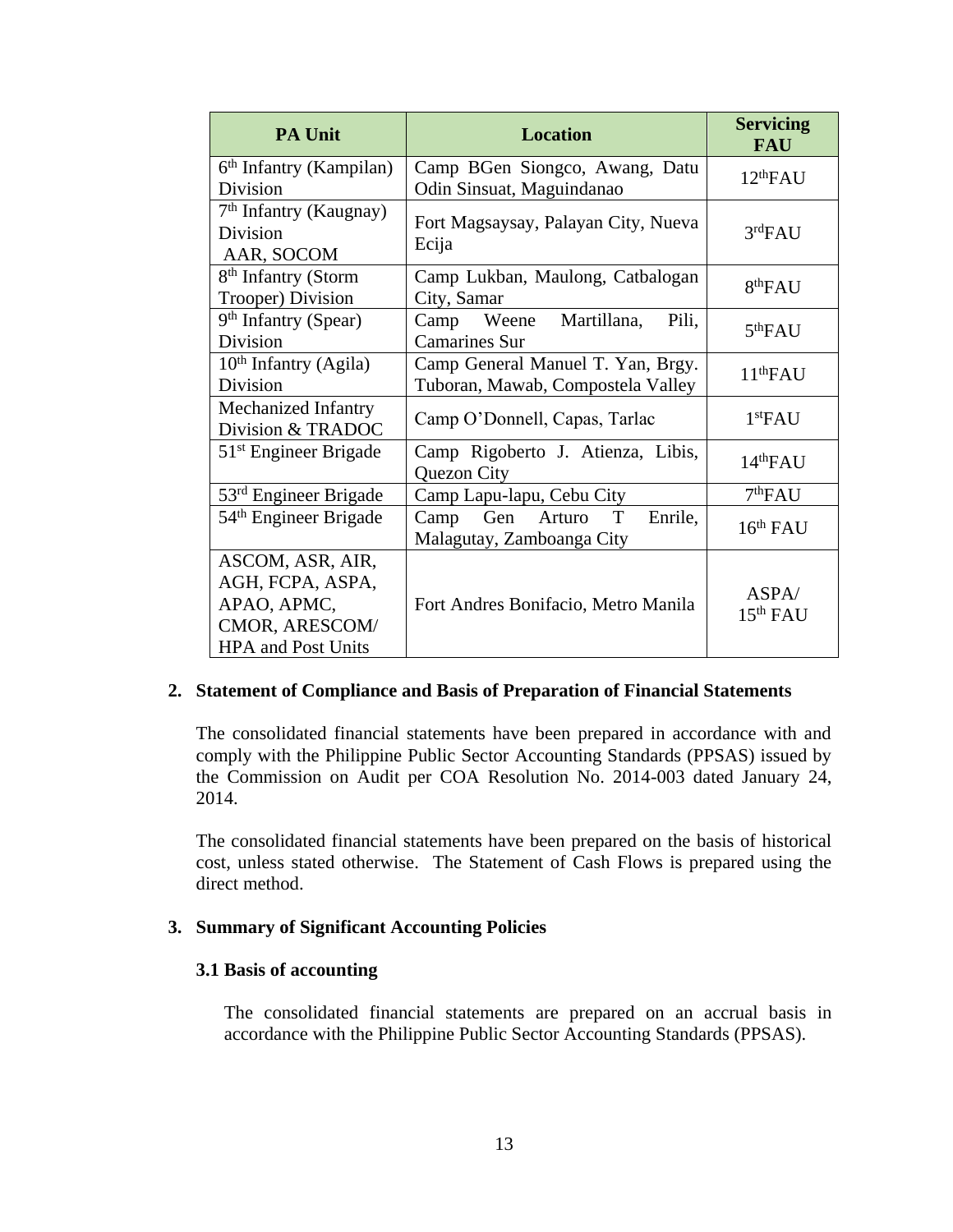| PA Unit | Location | Servicing FAU |
|---|---|---|
| 6th Infantry (Kampilan) Division | Camp BGen Siongco, Awang, Datu Odin Sinsuat, Maguindanao | 12thFAU |
| 7th Infantry (Kaugnay) Division AAR, SOCOM | Fort Magsaysay, Palayan City, Nueva Ecija | 3rdFAU |
| 8th Infantry (Storm Trooper) Division | Camp Lukban, Maulong, Catbalogan City, Samar | 8thFAU |
| 9th Infantry (Spear) Division | Camp Weene Martillana, Pili, Camarines Sur | 5thFAU |
| 10th Infantry (Agila) Division | Camp General Manuel T. Yan, Brgy. Tuboran, Mawab, Compostela Valley | 11thFAU |
| Mechanized Infantry Division & TRADOC | Camp O'Donnell, Capas, Tarlac | 1stFAU |
| 51st Engineer Brigade | Camp Rigoberto J. Atienza, Libis, Quezon City | 14thFAU |
| 53rd Engineer Brigade | Camp Lapu-lapu, Cebu City | 7thFAU |
| 54th Engineer Brigade | Camp Gen Arturo T Enrile, Malagutay, Zamboanga City | 16th FAU |
| ASCOM, ASR, AIR, AGH, FCPA, ASPA, APAO, APMC, CMOR, ARESCOM/ HPA and Post Units | Fort Andres Bonifacio, Metro Manila | ASPA/ 15th FAU |

**2. Statement of Compliance and Basis of Preparation of Financial Statements**

The consolidated financial statements have been prepared in accordance with and comply with the Philippine Public Sector Accounting Standards (PPSAS) issued by the Commission on Audit per COA Resolution No. 2014-003 dated January 24, 2014.

The consolidated financial statements have been prepared on the basis of historical cost, unless stated otherwise. The Statement of Cash Flows is prepared using the direct method.

**3. Summary of Significant Accounting Policies**

**3.1 Basis of accounting**

The consolidated financial statements are prepared on an accrual basis in accordance with the Philippine Public Sector Accounting Standards (PPSAS).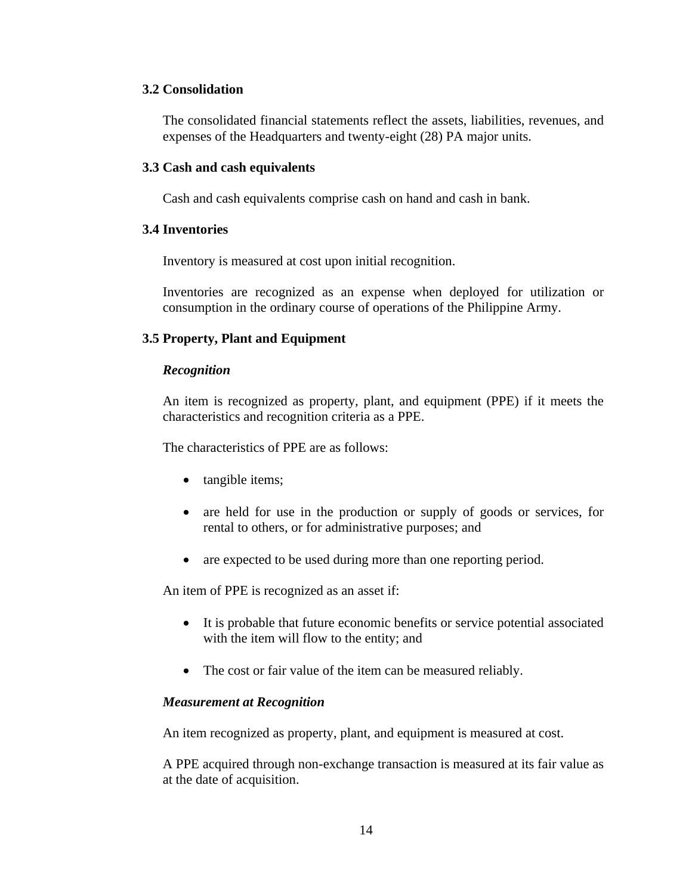### 3.2 Consolidation

The consolidated financial statements reflect the assets, liabilities, revenues, and expenses of the Headquarters and twenty-eight (28) PA major units.

### 3.3 Cash and cash equivalents

Cash and cash equivalents comprise cash on hand and cash in bank.

### 3.4 Inventories

Inventory is measured at cost upon initial recognition.

Inventories are recognized as an expense when deployed for utilization or consumption in the ordinary course of operations of the Philippine Army.

### 3.5 Property, Plant and Equipment

***Recognition***

An item is recognized as property, plant, and equipment (PPE) if it meets the characteristics and recognition criteria as a PPE.

The characteristics of PPE are as follows:

- tangible items;
- are held for use in the production or supply of goods or services, for rental to others, or for administrative purposes; and
- are expected to be used during more than one reporting period.

An item of PPE is recognized as an asset if:

- It is probable that future economic benefits or service potential associated with the item will flow to the entity; and
- The cost or fair value of the item can be measured reliably.

***Measurement at Recognition***

An item recognized as property, plant, and equipment is measured at cost.

A PPE acquired through non-exchange transaction is measured at its fair value as at the date of acquisition.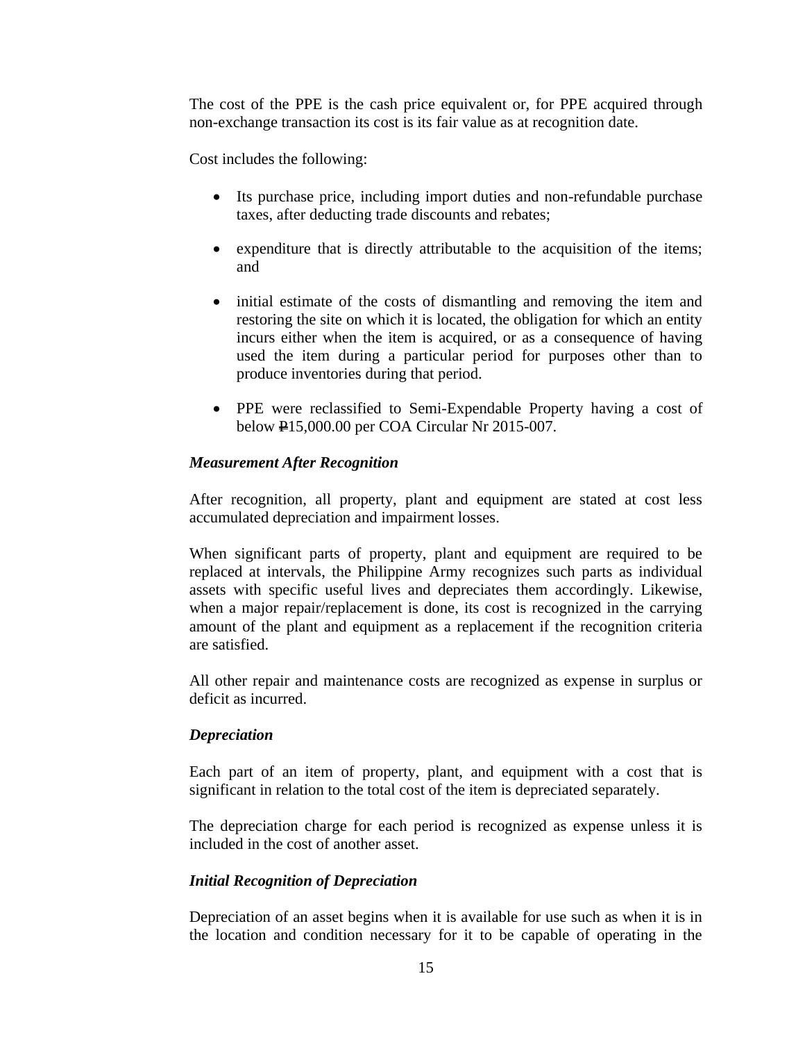The cost of the PPE is the cash price equivalent or, for PPE acquired through non-exchange transaction its cost is its fair value as at recognition date.

Cost includes the following:

- Its purchase price, including import duties and non-refundable purchase taxes, after deducting trade discounts and rebates;

- expenditure that is directly attributable to the acquisition of the items; and

- initial estimate of the costs of dismantling and removing the item and restoring the site on which it is located, the obligation for which an entity incurs either when the item is acquired, or as a consequence of having used the item during a particular period for purposes other than to produce inventories during that period.

- PPE were reclassified to Semi-Expendable Property having a cost of below ₱15,000.00 per COA Circular Nr 2015-007.

### *Measurement After Recognition*

After recognition, all property, plant and equipment are stated at cost less accumulated depreciation and impairment losses.

When significant parts of property, plant and equipment are required to be replaced at intervals, the Philippine Army recognizes such parts as individual assets with specific useful lives and depreciates them accordingly. Likewise, when a major repair/replacement is done, its cost is recognized in the carrying amount of the plant and equipment as a replacement if the recognition criteria are satisfied.

All other repair and maintenance costs are recognized as expense in surplus or deficit as incurred.

### *Depreciation*

Each part of an item of property, plant, and equipment with a cost that is significant in relation to the total cost of the item is depreciated separately.

The depreciation charge for each period is recognized as expense unless it is included in the cost of another asset.

### *Initial Recognition of Depreciation*

Depreciation of an asset begins when it is available for use such as when it is in the location and condition necessary for it to be capable of operating in the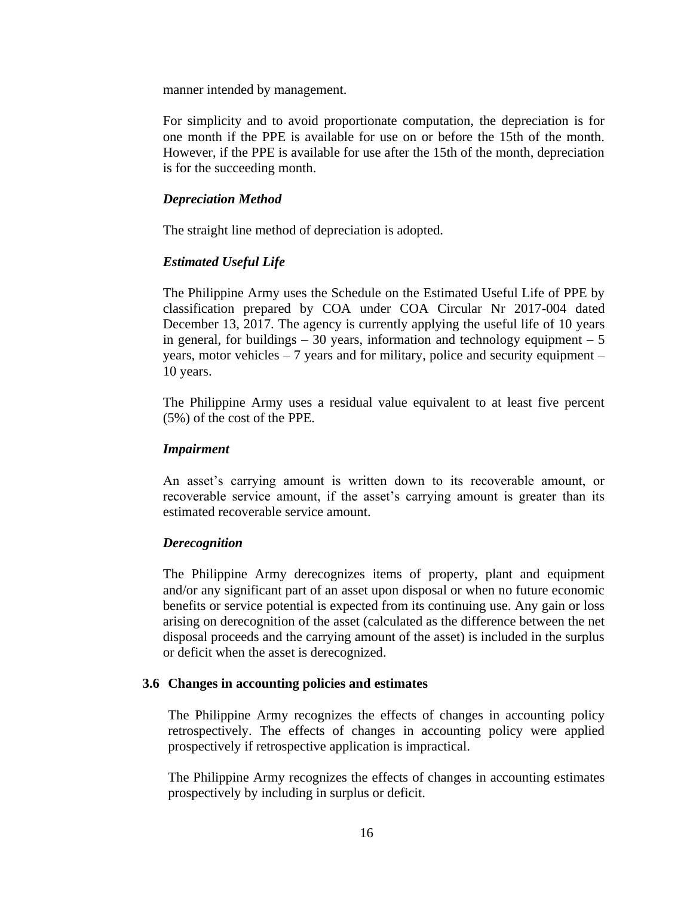manner intended by management.

For simplicity and to avoid proportionate computation, the depreciation is for one month if the PPE is available for use on or before the 15th of the month. However, if the PPE is available for use after the 15th of the month, depreciation is for the succeeding month.

***Depreciation Method***

The straight line method of depreciation is adopted.

***Estimated Useful Life***

The Philippine Army uses the Schedule on the Estimated Useful Life of PPE by classification prepared by COA under COA Circular Nr 2017-004 dated December 13, 2017. The agency is currently applying the useful life of 10 years in general, for buildings – 30 years, information and technology equipment – 5 years, motor vehicles – 7 years and for military, police and security equipment – 10 years.

The Philippine Army uses a residual value equivalent to at least five percent (5%) of the cost of the PPE.

***Impairment***

An asset's carrying amount is written down to its recoverable amount, or recoverable service amount, if the asset's carrying amount is greater than its estimated recoverable service amount.

***Derecognition***

The Philippine Army derecognizes items of property, plant and equipment and/or any significant part of an asset upon disposal or when no future economic benefits or service potential is expected from its continuing use. Any gain or loss arising on derecognition of the asset (calculated as the difference between the net disposal proceeds and the carrying amount of the asset) is included in the surplus or deficit when the asset is derecognized.

### 3.6 Changes in accounting policies and estimates

The Philippine Army recognizes the effects of changes in accounting policy retrospectively. The effects of changes in accounting policy were applied prospectively if retrospective application is impractical.

The Philippine Army recognizes the effects of changes in accounting estimates prospectively by including in surplus or deficit.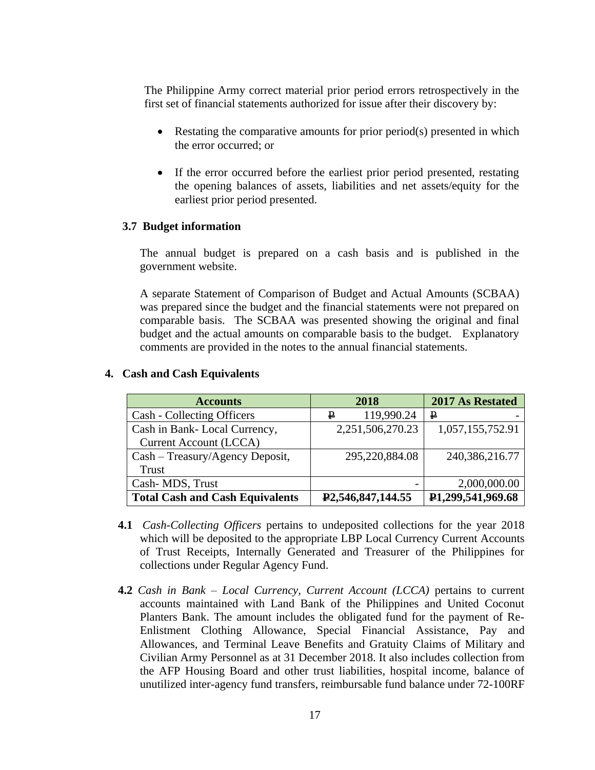The Philippine Army correct material prior period errors retrospectively in the first set of financial statements authorized for issue after their discovery by:

- Restating the comparative amounts for prior period(s) presented in which the error occurred; or
- If the error occurred before the earliest prior period presented, restating the opening balances of assets, liabilities and net assets/equity for the earliest prior period presented.

### 3.7 Budget information

The annual budget is prepared on a cash basis and is published in the government website.

A separate Statement of Comparison of Budget and Actual Amounts (SCBAA) was prepared since the budget and the financial statements were not prepared on comparable basis. The SCBAA was presented showing the original and final budget and the actual amounts on comparable basis to the budget. Explanatory comments are provided in the notes to the annual financial statements.

## 4. Cash and Cash Equivalents

| Accounts | 2018 | 2017 As Restated |
|---|---|---|
| Cash - Collecting Officers | ₱ 119,990.24 | ₱ - |
| Cash in Bank- Local Currency, Current Account (LCCA) | 2,251,506,270.23 | 1,057,155,752.91 |
| Cash – Treasury/Agency Deposit, Trust | 295,220,884.08 | 240,386,216.77 |
| Cash- MDS, Trust | - | 2,000,000.00 |
| **Total Cash and Cash Equivalents** | **₱2,546,847,144.55** | **₱1,299,541,969.68** |

**4.1** *Cash-Collecting Officers* pertains to undeposited collections for the year 2018 which will be deposited to the appropriate LBP Local Currency Current Accounts of Trust Receipts, Internally Generated and Treasurer of the Philippines for collections under Regular Agency Fund.

**4.2** *Cash in Bank – Local Currency, Current Account (LCCA)* pertains to current accounts maintained with Land Bank of the Philippines and United Coconut Planters Bank. The amount includes the obligated fund for the payment of Re-Enlistment Clothing Allowance, Special Financial Assistance, Pay and Allowances, and Terminal Leave Benefits and Gratuity Claims of Military and Civilian Army Personnel as at 31 December 2018. It also includes collection from the AFP Housing Board and other trust liabilities, hospital income, balance of unutilized inter-agency fund transfers, reimbursable fund balance under 72-100RF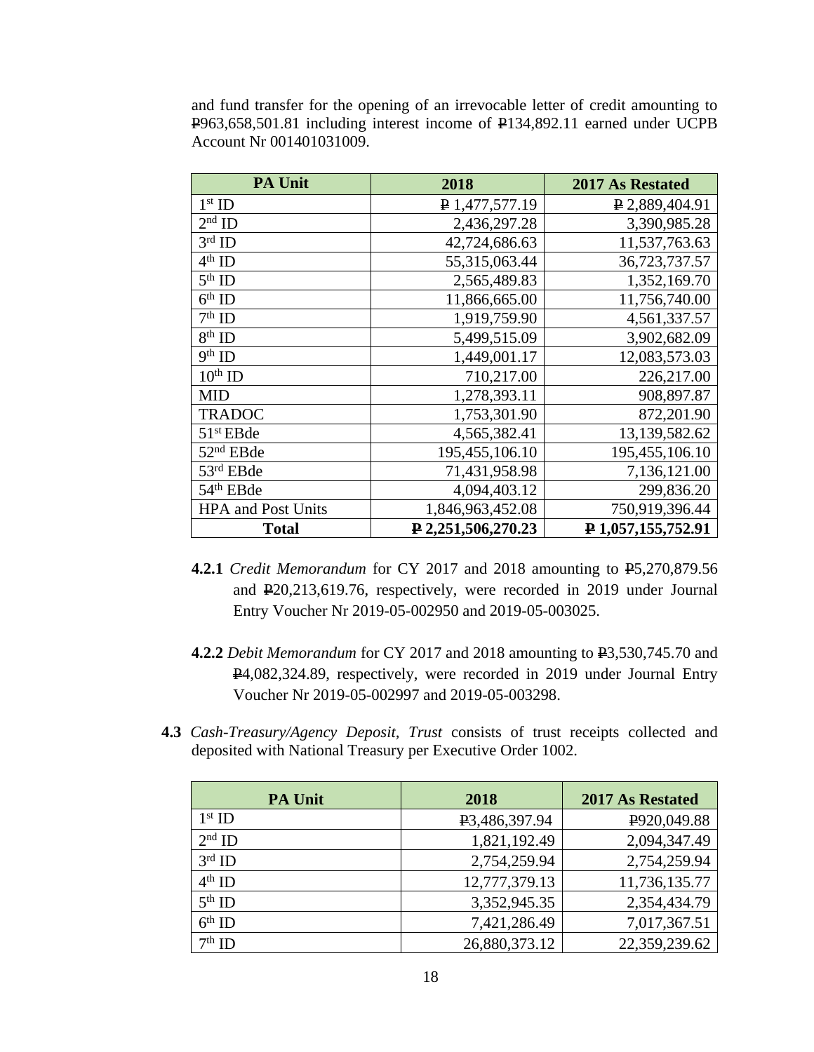and fund transfer for the opening of an irrevocable letter of credit amounting to ₱963,658,501.81 including interest income of ₱134,892.11 earned under UCPB Account Nr 001401031009.

| PA Unit | 2018 | 2017 As Restated |
|---|---:|---:|
| 1st ID | ₱ 1,477,577.19 | ₱ 2,889,404.91 |
| 2nd ID | 2,436,297.28 | 3,390,985.28 |
| 3rd ID | 42,724,686.63 | 11,537,763.63 |
| 4th ID | 55,315,063.44 | 36,723,737.57 |
| 5th ID | 2,565,489.83 | 1,352,169.70 |
| 6th ID | 11,866,665.00 | 11,756,740.00 |
| 7th ID | 1,919,759.90 | 4,561,337.57 |
| 8th ID | 5,499,515.09 | 3,902,682.09 |
| 9th ID | 1,449,001.17 | 12,083,573.03 |
| 10th ID | 710,217.00 | 226,217.00 |
| MID | 1,278,393.11 | 908,897.87 |
| TRADOC | 1,753,301.90 | 872,201.90 |
| 51st EBde | 4,565,382.41 | 13,139,582.62 |
| 52nd EBde | 195,455,106.10 | 195,455,106.10 |
| 53rd EBde | 71,431,958.98 | 7,136,121.00 |
| 54th EBde | 4,094,403.12 | 299,836.20 |
| HPA and Post Units | 1,846,963,452.08 | 750,919,396.44 |
| **Total** | **₱ 2,251,506,270.23** | **₱ 1,057,155,752.91** |

**4.2.1** *Credit Memorandum* for CY 2017 and 2018 amounting to ₱5,270,879.56 and ₱20,213,619.76, respectively, were recorded in 2019 under Journal Entry Voucher Nr 2019-05-002950 and 2019-05-003025.

**4.2.2** *Debit Memorandum* for CY 2017 and 2018 amounting to ₱3,530,745.70 and ₱4,082,324.89, respectively, were recorded in 2019 under Journal Entry Voucher Nr 2019-05-002997 and 2019-05-003298.

**4.3** *Cash-Treasury/Agency Deposit, Trust* consists of trust receipts collected and deposited with National Treasury per Executive Order 1002.

| PA Unit | 2018 | 2017 As Restated |
|---|---:|---:|
| 1st ID | ₱3,486,397.94 | ₱920,049.88 |
| 2nd ID | 1,821,192.49 | 2,094,347.49 |
| 3rd ID | 2,754,259.94 | 2,754,259.94 |
| 4th ID | 12,777,379.13 | 11,736,135.77 |
| 5th ID | 3,352,945.35 | 2,354,434.79 |
| 6th ID | 7,421,286.49 | 7,017,367.51 |
| 7th ID | 26,880,373.12 | 22,359,239.62 |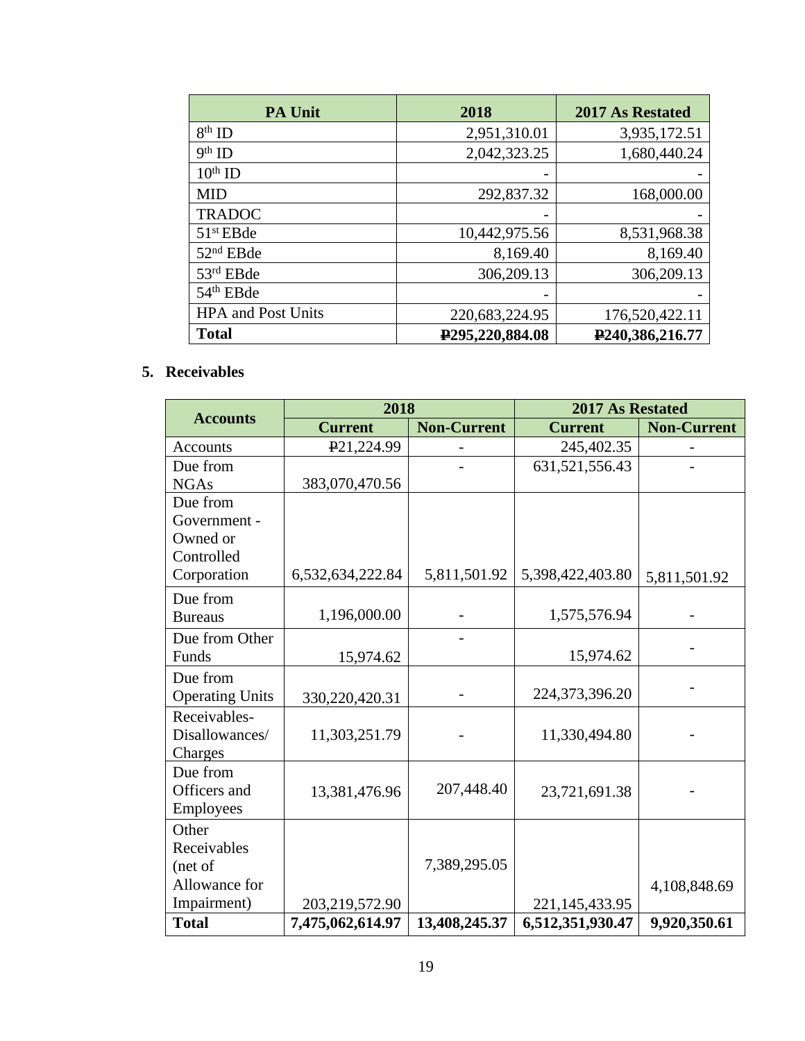| PA Unit | 2018 | 2017 As Restated |
|---|---|---|
| 8th ID | 2,951,310.01 | 3,935,172.51 |
| 9th ID | 2,042,323.25 | 1,680,440.24 |
| 10th ID | - | - |
| MID | 292,837.32 | 168,000.00 |
| TRADOC | - | - |
| 51st EBde | 10,442,975.56 | 8,531,968.38 |
| 52nd EBde | 8,169.40 | 8,169.40 |
| 53rd EBde | 306,209.13 | 306,209.13 |
| 54th EBde | - | - |
| HPA and Post Units | 220,683,224.95 | 176,520,422.11 |
| **Total** | **₱295,220,884.08** | **₱240,386,216.77** |

## 5. Receivables

| Accounts | 2018 | | 2017 As Restated | |
|---|---|---|---|---|
| | **Current** | **Non-Current** | **Current** | **Non-Current** |
| Accounts | ₱21,224.99 | - | 245,402.35 | - |
| Due from NGAs | 383,070,470.56 | - | 631,521,556.43 | - |
| Due from Government - Owned or Controlled Corporation | 6,532,634,222.84 | 5,811,501.92 | 5,398,422,403.80 | 5,811,501.92 |
| Due from Bureaus | 1,196,000.00 | - | 1,575,576.94 | - |
| Due from Other Funds | 15,974.62 | - | 15,974.62 | - |
| Due from Operating Units | 330,220,420.31 | - | 224,373,396.20 | - |
| Receivables-Disallowances/ Charges | 11,303,251.79 | - | 11,330,494.80 | - |
| Due from Officers and Employees | 13,381,476.96 | 207,448.40 | 23,721,691.38 | - |
| Other Receivables (net of Allowance for Impairment) | 203,219,572.90 | 7,389,295.05 | 221,145,433.95 | 4,108,848.69 |
| **Total** | **7,475,062,614.97** | **13,408,245.37** | **6,512,351,930.47** | **9,920,350.61** |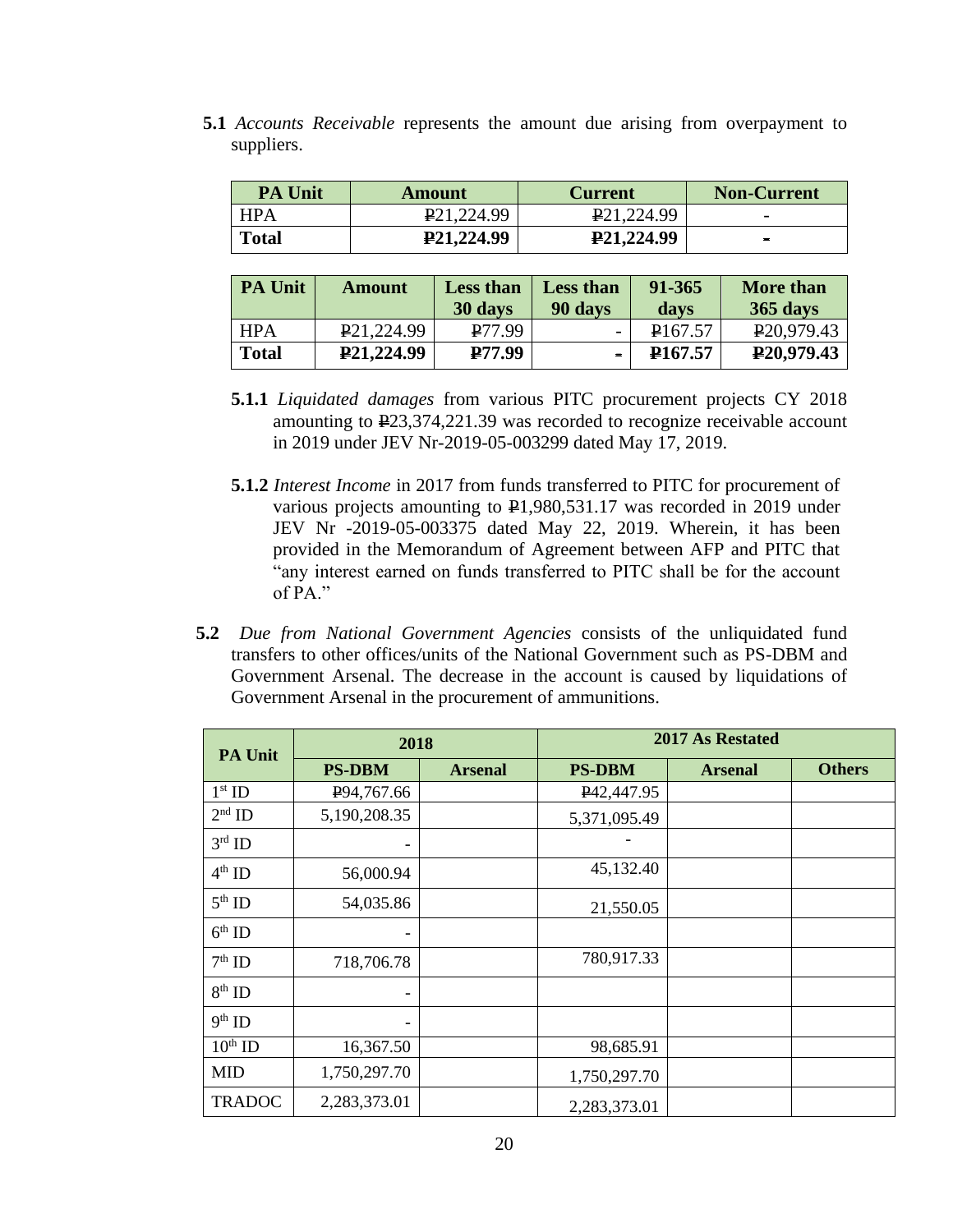**5.1** *Accounts Receivable* represents the amount due arising from overpayment to suppliers.

| PA Unit | Amount | Current | Non-Current |
|---|---|---|---|
| HPA | ₱21,224.99 | ₱21,224.99 | - |
| **Total** | **₱21,224.99** | **₱21,224.99** | **-** |

| PA Unit | Amount | Less than 30 days | Less than 90 days | 91-365 days | More than 365 days |
|---|---|---|---|---|---|
| HPA | ₱21,224.99 | ₱77.99 | - | ₱167.57 | ₱20,979.43 |
| **Total** | **₱21,224.99** | **₱77.99** | **-** | **₱167.57** | **₱20,979.43** |

**5.1.1** *Liquidated damages* from various PITC procurement projects CY 2018 amounting to ₱23,374,221.39 was recorded to recognize receivable account in 2019 under JEV Nr-2019-05-003299 dated May 17, 2019.

**5.1.2** *Interest Income* in 2017 from funds transferred to PITC for procurement of various projects amounting to ₱1,980,531.17 was recorded in 2019 under JEV Nr -2019-05-003375 dated May 22, 2019. Wherein, it has been provided in the Memorandum of Agreement between AFP and PITC that "any interest earned on funds transferred to PITC shall be for the account of PA."

**5.2** *Due from National Government Agencies* consists of the unliquidated fund transfers to other offices/units of the National Government such as PS-DBM and Government Arsenal. The decrease in the account is caused by liquidations of Government Arsenal in the procurement of ammunitions.

| PA Unit | 2018 | | 2017 As Restated | | |
|---|---|---|---|---|---|
| | **PS-DBM** | **Arsenal** | **PS-DBM** | **Arsenal** | **Others** |
| 1st ID | ₱94,767.66 | | ₱42,447.95 | | |
| 2nd ID | 5,190,208.35 | | 5,371,095.49 | | |
| 3rd ID | - | | - | | |
| 4th ID | 56,000.94 | | 45,132.40 | | |
| 5th ID | 54,035.86 | | 21,550.05 | | |
| 6th ID | - | | | | |
| 7th ID | 718,706.78 | | 780,917.33 | | |
| 8th ID | - | | | | |
| 9th ID | - | | | | |
| 10th ID | 16,367.50 | | 98,685.91 | | |
| MID | 1,750,297.70 | | 1,750,297.70 | | |
| TRADOC | 2,283,373.01 | | 2,283,373.01 | | |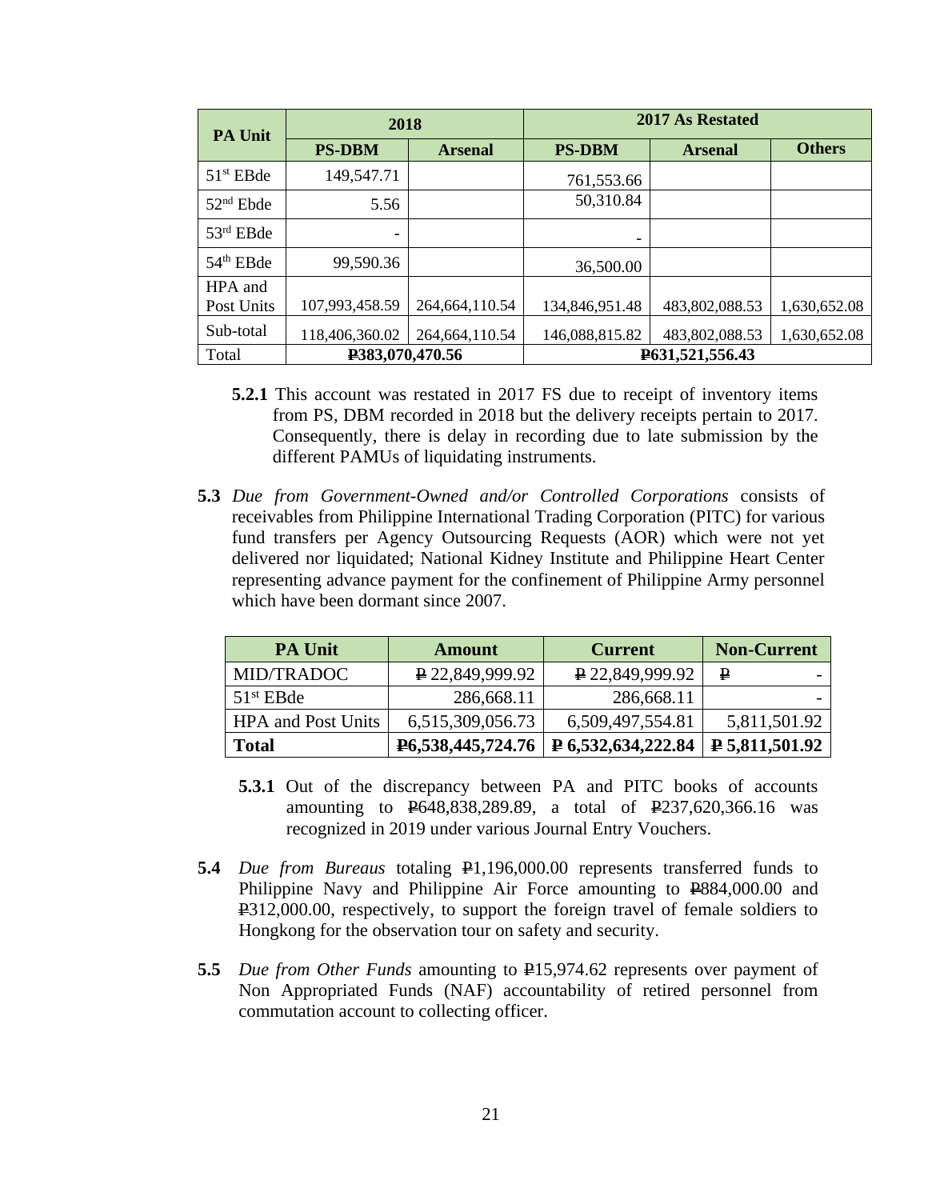| PA Unit | 2018 | | 2017 As Restated | | |
|---|---|---|---|---|---|
| | PS-DBM | Arsenal | PS-DBM | Arsenal | Others |
| 51st EBde | 149,547.71 | | 761,553.66 | | |
| 52nd Ebde | 5.56 | | 50,310.84 | | |
| 53rd EBde | - | | - | | |
| 54th EBde | 99,590.36 | | 36,500.00 | | |
| HPA and Post Units | 107,993,458.59 | 264,664,110.54 | 134,846,951.48 | 483,802,088.53 | 1,630,652.08 |
| Sub-total | 118,406,360.02 | 264,664,110.54 | 146,088,815.82 | 483,802,088.53 | 1,630,652.08 |
| Total | ₱383,070,470.56 | | ₱631,521,556.43 | | |

**5.2.1** This account was restated in 2017 FS due to receipt of inventory items from PS, DBM recorded in 2018 but the delivery receipts pertain to 2017. Consequently, there is delay in recording due to late submission by the different PAMUs of liquidating instruments.

**5.3** *Due from Government-Owned and/or Controlled Corporations* consists of receivables from Philippine International Trading Corporation (PITC) for various fund transfers per Agency Outsourcing Requests (AOR) which were not yet delivered nor liquidated; National Kidney Institute and Philippine Heart Center representing advance payment for the confinement of Philippine Army personnel which have been dormant since 2007.

| PA Unit | Amount | Current | Non-Current |
|---|---|---|---|
| MID/TRADOC | ₱ 22,849,999.92 | ₱ 22,849,999.92 | ₱ - |
| 51st EBde | 286,668.11 | 286,668.11 | - |
| HPA and Post Units | 6,515,309,056.73 | 6,509,497,554.81 | 5,811,501.92 |
| **Total** | **₱6,538,445,724.76** | **₱ 6,532,634,222.84** | **₱ 5,811,501.92** |

**5.3.1** Out of the discrepancy between PA and PITC books of accounts amounting to ₱648,838,289.89, a total of ₱237,620,366.16 was recognized in 2019 under various Journal Entry Vouchers.

**5.4** *Due from Bureaus* totaling ₱1,196,000.00 represents transferred funds to Philippine Navy and Philippine Air Force amounting to ₱884,000.00 and ₱312,000.00, respectively, to support the foreign travel of female soldiers to Hongkong for the observation tour on safety and security.

**5.5** *Due from Other Funds* amounting to ₱15,974.62 represents over payment of Non Appropriated Funds (NAF) accountability of retired personnel from commutation account to collecting officer.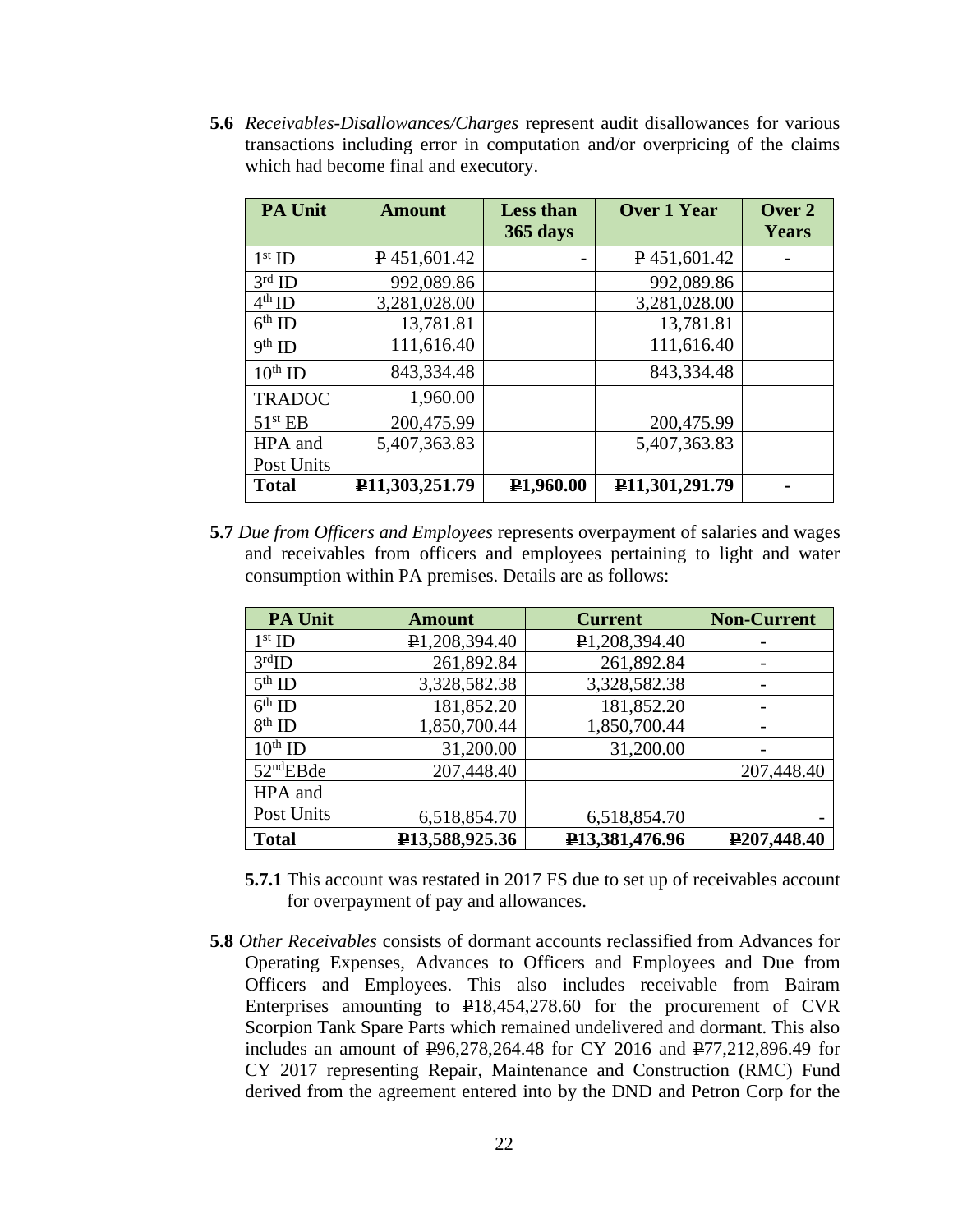**5.6** *Receivables-Disallowances/Charges* represent audit disallowances for various transactions including error in computation and/or overpricing of the claims which had become final and executory.

| PA Unit | Amount | Less than 365 days | Over 1 Year | Over 2 Years |
|---|---|---|---|---|
| 1st ID | ₱ 451,601.42 | - | ₱ 451,601.42 | - |
| 3rd ID | 992,089.86 | | 992,089.86 | |
| 4th ID | 3,281,028.00 | | 3,281,028.00 | |
| 6th ID | 13,781.81 | | 13,781.81 | |
| 9th ID | 111,616.40 | | 111,616.40 | |
| 10th ID | 843,334.48 | | 843,334.48 | |
| TRADOC | 1,960.00 | | | |
| 51st EB | 200,475.99 | | 200,475.99 | |
| HPA and Post Units | 5,407,363.83 | | 5,407,363.83 | |
| **Total** | **₱11,303,251.79** | **₱1,960.00** | **₱11,301,291.79** | **-** |

**5.7** *Due from Officers and Employees* represents overpayment of salaries and wages and receivables from officers and employees pertaining to light and water consumption within PA premises. Details are as follows:

| PA Unit | Amount | Current | Non-Current |
|---|---|---|---|
| 1st ID | ₱1,208,394.40 | ₱1,208,394.40 | - |
| 3rdID | 261,892.84 | 261,892.84 | - |
| 5th ID | 3,328,582.38 | 3,328,582.38 | - |
| 6th ID | 181,852.20 | 181,852.20 | - |
| 8th ID | 1,850,700.44 | 1,850,700.44 | - |
| 10th ID | 31,200.00 | 31,200.00 | - |
| 52ndEBde | 207,448.40 | | 207,448.40 |
| HPA and Post Units | 6,518,854.70 | 6,518,854.70 | - |
| **Total** | **₱13,588,925.36** | **₱13,381,476.96** | **₱207,448.40** |

**5.7.1** This account was restated in 2017 FS due to set up of receivables account for overpayment of pay and allowances.

**5.8** *Other Receivables* consists of dormant accounts reclassified from Advances for Operating Expenses, Advances to Officers and Employees and Due from Officers and Employees. This also includes receivable from Bairam Enterprises amounting to ₱18,454,278.60 for the procurement of CVR Scorpion Tank Spare Parts which remained undelivered and dormant. This also includes an amount of ₱96,278,264.48 for CY 2016 and ₱77,212,896.49 for CY 2017 representing Repair, Maintenance and Construction (RMC) Fund derived from the agreement entered into by the DND and Petron Corp for the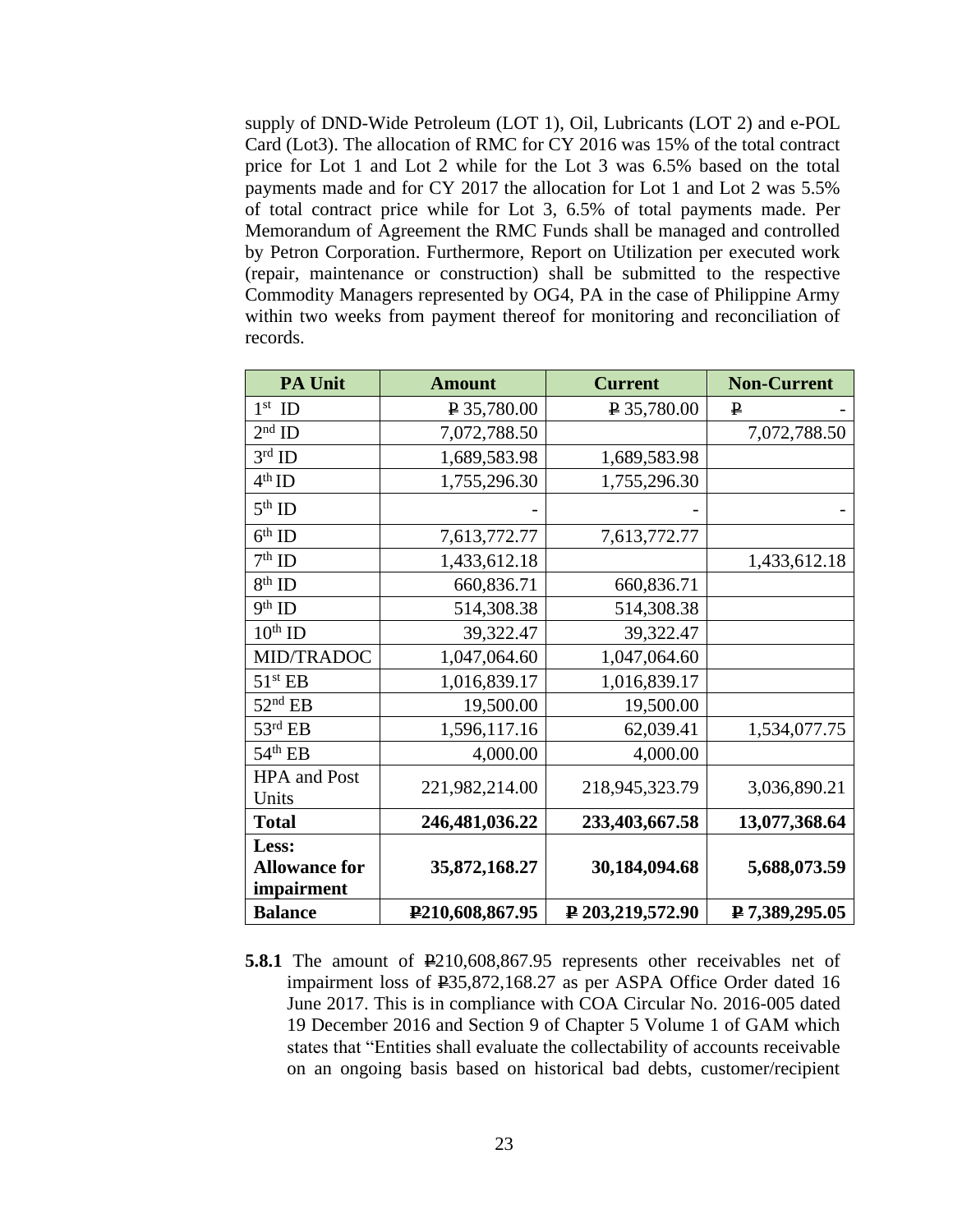supply of DND-Wide Petroleum (LOT 1), Oil, Lubricants (LOT 2) and e-POL Card (Lot3). The allocation of RMC for CY 2016 was 15% of the total contract price for Lot 1 and Lot 2 while for the Lot 3 was 6.5% based on the total payments made and for CY 2017 the allocation for Lot 1 and Lot 2 was 5.5% of total contract price while for Lot 3, 6.5% of total payments made. Per Memorandum of Agreement the RMC Funds shall be managed and controlled by Petron Corporation. Furthermore, Report on Utilization per executed work (repair, maintenance or construction) shall be submitted to the respective Commodity Managers represented by OG4, PA in the case of Philippine Army within two weeks from payment thereof for monitoring and reconciliation of records.

| PA Unit | Amount | Current | Non-Current |
|---|---|---|---|
| 1st ID | ₱ 35,780.00 | ₱ 35,780.00 | ₱ - |
| 2nd ID | 7,072,788.50 | | 7,072,788.50 |
| 3rd ID | 1,689,583.98 | 1,689,583.98 | |
| 4th ID | 1,755,296.30 | 1,755,296.30 | |
| 5th ID | - | - | - |
| 6th ID | 7,613,772.77 | 7,613,772.77 | |
| 7th ID | 1,433,612.18 | | 1,433,612.18 |
| 8th ID | 660,836.71 | 660,836.71 | |
| 9th ID | 514,308.38 | 514,308.38 | |
| 10th ID | 39,322.47 | 39,322.47 | |
| MID/TRADOC | 1,047,064.60 | 1,047,064.60 | |
| 51st EB | 1,016,839.17 | 1,016,839.17 | |
| 52nd EB | 19,500.00 | 19,500.00 | |
| 53rd EB | 1,596,117.16 | 62,039.41 | 1,534,077.75 |
| 54th EB | 4,000.00 | 4,000.00 | |
| HPA and Post Units | 221,982,214.00 | 218,945,323.79 | 3,036,890.21 |
| **Total** | **246,481,036.22** | **233,403,667.58** | **13,077,368.64** |
| **Less: Allowance for impairment** | **35,872,168.27** | **30,184,094.68** | **5,688,073.59** |
| **Balance** | **₱210,608,867.95** | **₱ 203,219,572.90** | **₱ 7,389,295.05** |

**5.8.1** The amount of ₱210,608,867.95 represents other receivables net of impairment loss of ₱35,872,168.27 as per ASPA Office Order dated 16 June 2017. This is in compliance with COA Circular No. 2016-005 dated 19 December 2016 and Section 9 of Chapter 5 Volume 1 of GAM which states that "Entities shall evaluate the collectability of accounts receivable on an ongoing basis based on historical bad debts, customer/recipient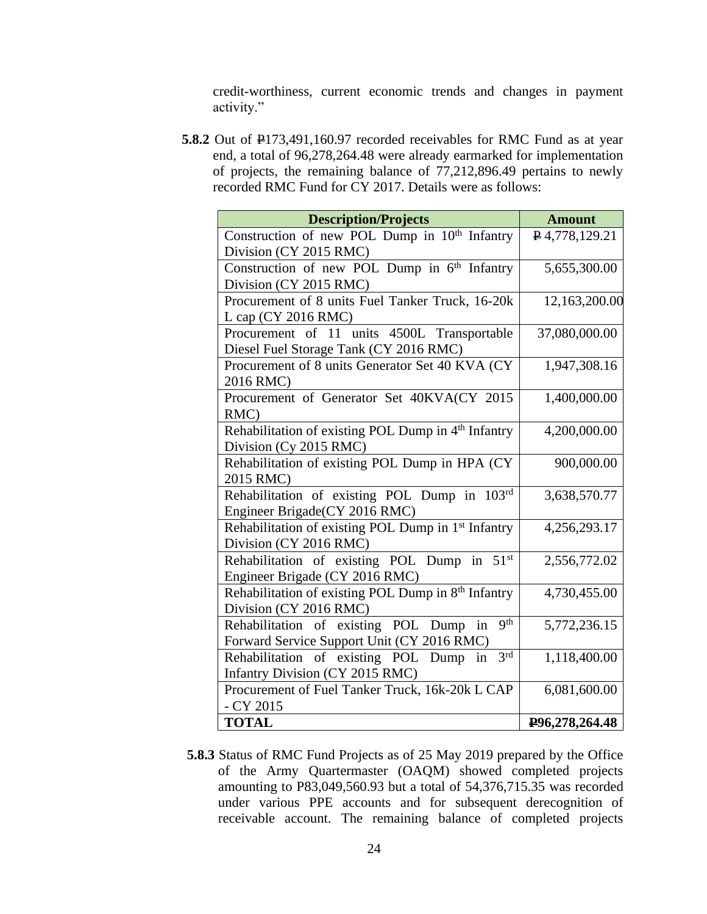credit-worthiness, current economic trends and changes in payment activity."

**5.8.2** Out of ₱173,491,160.97 recorded receivables for RMC Fund as at year end, a total of 96,278,264.48 were already earmarked for implementation of projects, the remaining balance of 77,212,896.49 pertains to newly recorded RMC Fund for CY 2017. Details were as follows:

| Description/Projects | Amount |
|---|---|
| Construction of new POL Dump in 10th Infantry Division (CY 2015 RMC) | ₱ 4,778,129.21 |
| Construction of new POL Dump in 6th Infantry Division (CY 2015 RMC) | 5,655,300.00 |
| Procurement of 8 units Fuel Tanker Truck, 16-20k L cap (CY 2016 RMC) | 12,163,200.00 |
| Procurement of 11 units 4500L Transportable Diesel Fuel Storage Tank (CY 2016 RMC) | 37,080,000.00 |
| Procurement of 8 units Generator Set 40 KVA (CY 2016 RMC) | 1,947,308.16 |
| Procurement of Generator Set 40KVA(CY 2015 RMC) | 1,400,000.00 |
| Rehabilitation of existing POL Dump in 4th Infantry Division (Cy 2015 RMC) | 4,200,000.00 |
| Rehabilitation of existing POL Dump in HPA (CY 2015 RMC) | 900,000.00 |
| Rehabilitation of existing POL Dump in 103rd Engineer Brigade(CY 2016 RMC) | 3,638,570.77 |
| Rehabilitation of existing POL Dump in 1st Infantry Division (CY 2016 RMC) | 4,256,293.17 |
| Rehabilitation of existing POL Dump in 51st Engineer Brigade (CY 2016 RMC) | 2,556,772.02 |
| Rehabilitation of existing POL Dump in 8th Infantry Division (CY 2016 RMC) | 4,730,455.00 |
| Rehabilitation of existing POL Dump in 9th Forward Service Support Unit (CY 2016 RMC) | 5,772,236.15 |
| Rehabilitation of existing POL Dump in 3rd Infantry Division (CY 2015 RMC) | 1,118,400.00 |
| Procurement of Fuel Tanker Truck, 16k-20k L CAP - CY 2015 | 6,081,600.00 |
| **TOTAL** | **₱96,278,264.48** |

**5.8.3** Status of RMC Fund Projects as of 25 May 2019 prepared by the Office of the Army Quartermaster (OAQM) showed completed projects amounting to P83,049,560.93 but a total of 54,376,715.35 was recorded under various PPE accounts and for subsequent derecognition of receivable account. The remaining balance of completed projects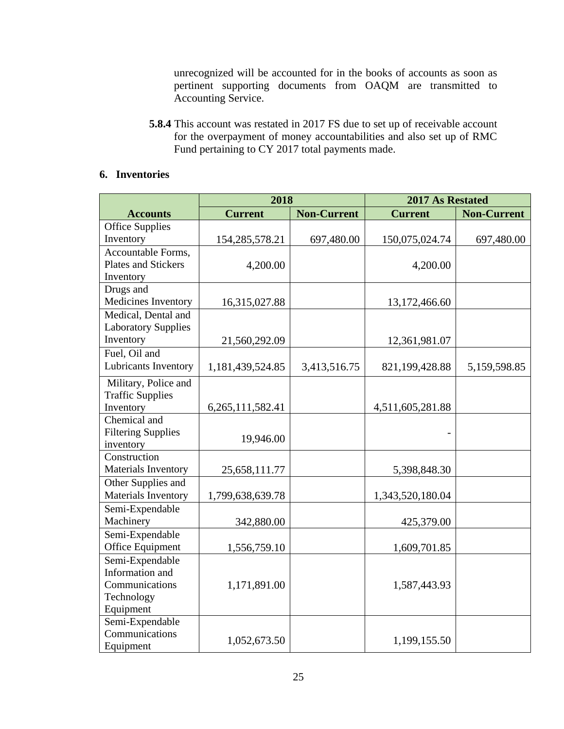unrecognized will be accounted for in the books of accounts as soon as pertinent supporting documents from OAQM are transmitted to Accounting Service.

**5.8.4** This account was restated in 2017 FS due to set up of receivable account for the overpayment of money accountabilities and also set up of RMC Fund pertaining to CY 2017 total payments made.

## 6. Inventories

| | 2018 | | 2017 As Restated | |
|---|---|---|---|---|
| **Accounts** | **Current** | **Non-Current** | **Current** | **Non-Current** |
| Office Supplies Inventory | 154,285,578.21 | 697,480.00 | 150,075,024.74 | 697,480.00 |
| Accountable Forms, Plates and Stickers Inventory | 4,200.00 | | 4,200.00 | |
| Drugs and Medicines Inventory | 16,315,027.88 | | 13,172,466.60 | |
| Medical, Dental and Laboratory Supplies Inventory | 21,560,292.09 | | 12,361,981.07 | |
| Fuel, Oil and Lubricants Inventory | 1,181,439,524.85 | 3,413,516.75 | 821,199,428.88 | 5,159,598.85 |
| Military, Police and Traffic Supplies Inventory | 6,265,111,582.41 | | 4,511,605,281.88 | |
| Chemical and Filtering Supplies inventory | 19,946.00 | | - | |
| Construction Materials Inventory | 25,658,111.77 | | 5,398,848.30 | |
| Other Supplies and Materials Inventory | 1,799,638,639.78 | | 1,343,520,180.04 | |
| Semi-Expendable Machinery | 342,880.00 | | 425,379.00 | |
| Semi-Expendable Office Equipment | 1,556,759.10 | | 1,609,701.85 | |
| Semi-Expendable Information and Communications Technology Equipment | 1,171,891.00 | | 1,587,443.93 | |
| Semi-Expendable Communications Equipment | 1,052,673.50 | | 1,199,155.50 | |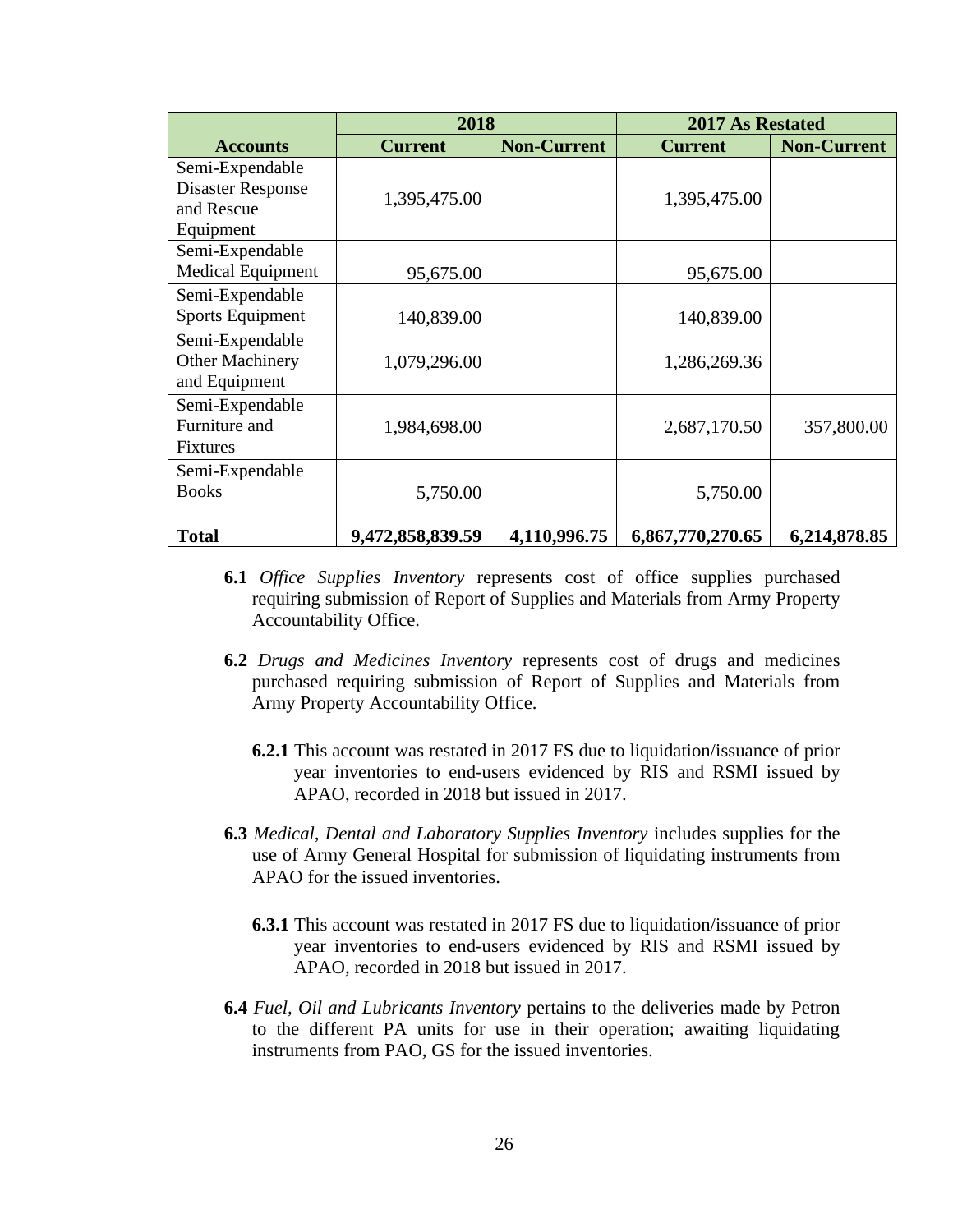| Accounts | 2018 | | 2017 As Restated | |
|---|---|---|---|---|
| | Current | Non-Current | Current | Non-Current |
| Semi-Expendable Disaster Response and Rescue Equipment | 1,395,475.00 | | 1,395,475.00 | |
| Semi-Expendable Medical Equipment | 95,675.00 | | 95,675.00 | |
| Semi-Expendable Sports Equipment | 140,839.00 | | 140,839.00 | |
| Semi-Expendable Other Machinery and Equipment | 1,079,296.00 | | 1,286,269.36 | |
| Semi-Expendable Furniture and Fixtures | 1,984,698.00 | | 2,687,170.50 | 357,800.00 |
| Semi-Expendable Books | 5,750.00 | | 5,750.00 | |
| **Total** | **9,472,858,839.59** | **4,110,996.75** | **6,867,770,270.65** | **6,214,878.85** |

**6.1** *Office Supplies Inventory* represents cost of office supplies purchased requiring submission of Report of Supplies and Materials from Army Property Accountability Office.

**6.2** *Drugs and Medicines Inventory* represents cost of drugs and medicines purchased requiring submission of Report of Supplies and Materials from Army Property Accountability Office.

**6.2.1** This account was restated in 2017 FS due to liquidation/issuance of prior year inventories to end-users evidenced by RIS and RSMI issued by APAO, recorded in 2018 but issued in 2017.

**6.3** *Medical, Dental and Laboratory Supplies Inventory* includes supplies for the use of Army General Hospital for submission of liquidating instruments from APAO for the issued inventories.

**6.3.1** This account was restated in 2017 FS due to liquidation/issuance of prior year inventories to end-users evidenced by RIS and RSMI issued by APAO, recorded in 2018 but issued in 2017.

**6.4** *Fuel, Oil and Lubricants Inventory* pertains to the deliveries made by Petron to the different PA units for use in their operation; awaiting liquidating instruments from PAO, GS for the issued inventories.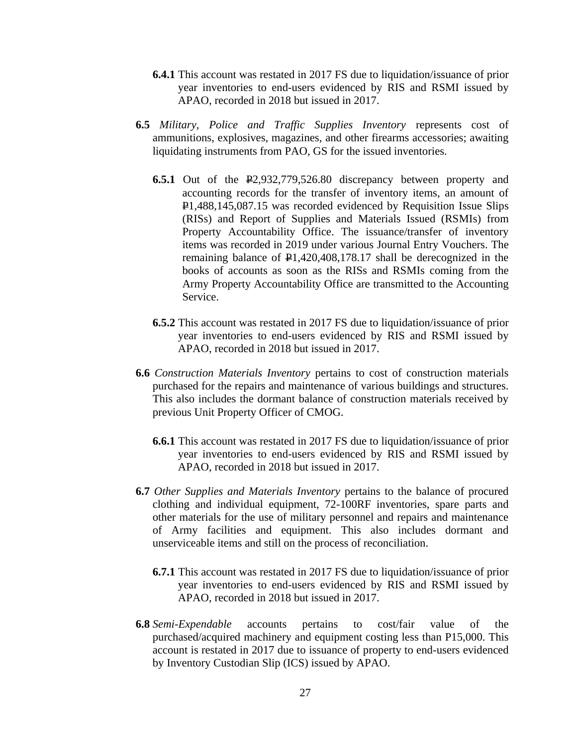**6.4.1** This account was restated in 2017 FS due to liquidation/issuance of prior year inventories to end-users evidenced by RIS and RSMI issued by APAO, recorded in 2018 but issued in 2017.

**6.5** *Military, Police and Traffic Supplies Inventory* represents cost of ammunitions, explosives, magazines, and other firearms accessories; awaiting liquidating instruments from PAO, GS for the issued inventories.

**6.5.1** Out of the ₱2,932,779,526.80 discrepancy between property and accounting records for the transfer of inventory items, an amount of ₱1,488,145,087.15 was recorded evidenced by Requisition Issue Slips (RISs) and Report of Supplies and Materials Issued (RSMIs) from Property Accountability Office. The issuance/transfer of inventory items was recorded in 2019 under various Journal Entry Vouchers. The remaining balance of ₱1,420,408,178.17 shall be derecognized in the books of accounts as soon as the RISs and RSMIs coming from the Army Property Accountability Office are transmitted to the Accounting Service.

**6.5.2** This account was restated in 2017 FS due to liquidation/issuance of prior year inventories to end-users evidenced by RIS and RSMI issued by APAO, recorded in 2018 but issued in 2017.

**6.6** *Construction Materials Inventory* pertains to cost of construction materials purchased for the repairs and maintenance of various buildings and structures. This also includes the dormant balance of construction materials received by previous Unit Property Officer of CMOG.

**6.6.1** This account was restated in 2017 FS due to liquidation/issuance of prior year inventories to end-users evidenced by RIS and RSMI issued by APAO, recorded in 2018 but issued in 2017.

**6.7** *Other Supplies and Materials Inventory* pertains to the balance of procured clothing and individual equipment, 72-100RF inventories, spare parts and other materials for the use of military personnel and repairs and maintenance of Army facilities and equipment. This also includes dormant and unserviceable items and still on the process of reconciliation.

**6.7.1** This account was restated in 2017 FS due to liquidation/issuance of prior year inventories to end-users evidenced by RIS and RSMI issued by APAO, recorded in 2018 but issued in 2017.

**6.8** *Semi-Expendable* accounts pertains to cost/fair value of the purchased/acquired machinery and equipment costing less than P15,000. This account is restated in 2017 due to issuance of property to end-users evidenced by Inventory Custodian Slip (ICS) issued by APAO.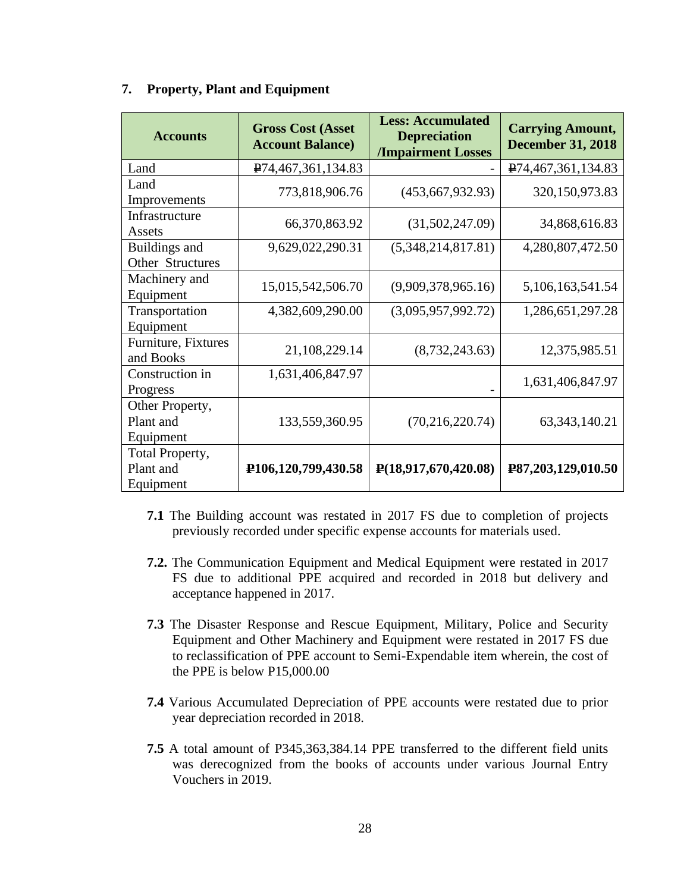### 7. Property, Plant and Equipment

| Accounts | Gross Cost (Asset Account Balance) | Less: Accumulated Depreciation /Impairment Losses | Carrying Amount, December 31, 2018 |
|---|---|---|---|
| Land | ₱74,467,361,134.83 | - | ₱74,467,361,134.83 |
| Land Improvements | 773,818,906.76 | (453,667,932.93) | 320,150,973.83 |
| Infrastructure Assets | 66,370,863.92 | (31,502,247.09) | 34,868,616.83 |
| Buildings and Other Structures | 9,629,022,290.31 | (5,348,214,817.81) | 4,280,807,472.50 |
| Machinery and Equipment | 15,015,542,506.70 | (9,909,378,965.16) | 5,106,163,541.54 |
| Transportation Equipment | 4,382,609,290.00 | (3,095,957,992.72) | 1,286,651,297.28 |
| Furniture, Fixtures and Books | 21,108,229.14 | (8,732,243.63) | 12,375,985.51 |
| Construction in Progress | 1,631,406,847.97 | - | 1,631,406,847.97 |
| Other Property, Plant and Equipment | 133,559,360.95 | (70,216,220.74) | 63,343,140.21 |
| Total Property, Plant and Equipment | **₱106,120,799,430.58** | **₱(18,917,670,420.08)** | **₱87,203,129,010.50** |

**7.1** The Building account was restated in 2017 FS due to completion of projects previously recorded under specific expense accounts for materials used.

**7.2.** The Communication Equipment and Medical Equipment were restated in 2017 FS due to additional PPE acquired and recorded in 2018 but delivery and acceptance happened in 2017.

**7.3** The Disaster Response and Rescue Equipment, Military, Police and Security Equipment and Other Machinery and Equipment were restated in 2017 FS due to reclassification of PPE account to Semi-Expendable item wherein, the cost of the PPE is below P15,000.00

**7.4** Various Accumulated Depreciation of PPE accounts were restated due to prior year depreciation recorded in 2018.

**7.5** A total amount of P345,363,384.14 PPE transferred to the different field units was derecognized from the books of accounts under various Journal Entry Vouchers in 2019.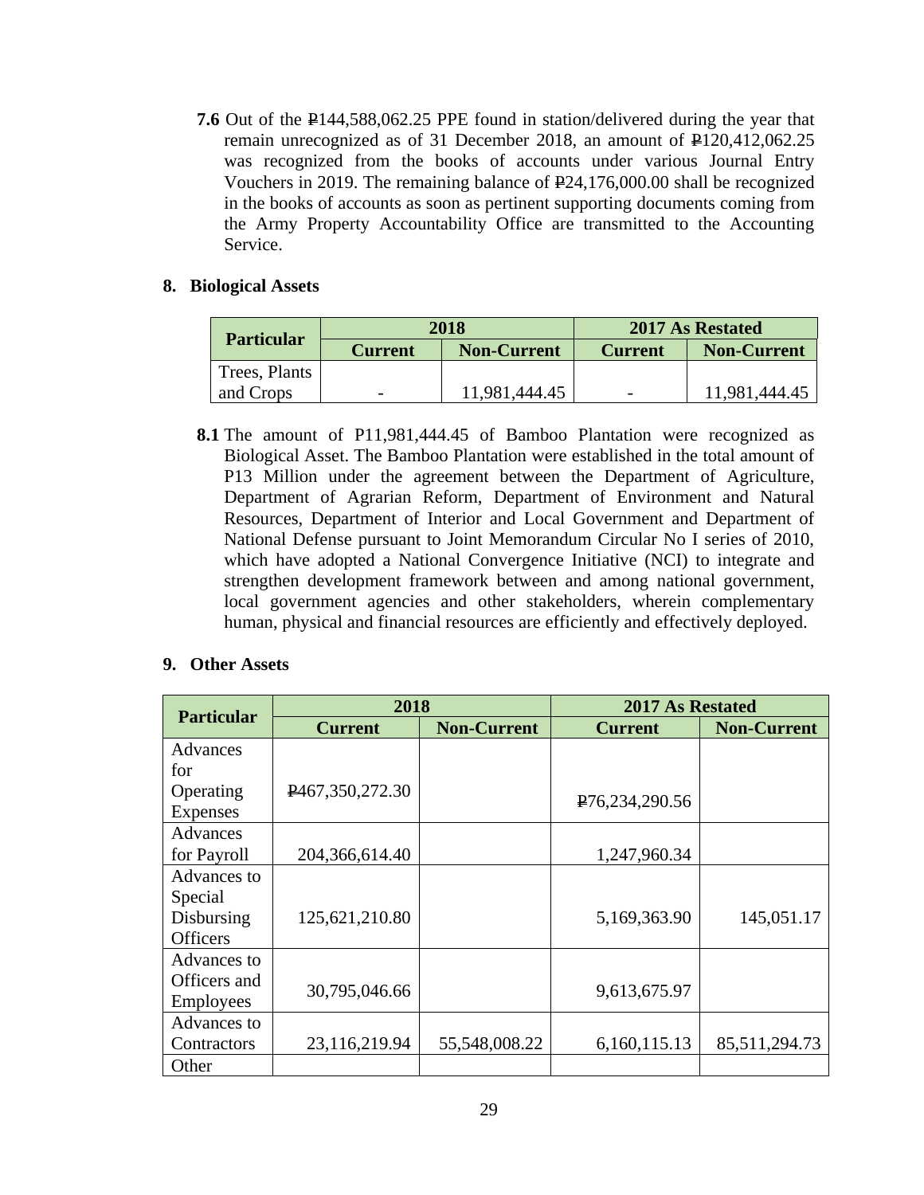**7.6** Out of the ₱144,588,062.25 PPE found in station/delivered during the year that remain unrecognized as of 31 December 2018, an amount of ₱120,412,062.25 was recognized from the books of accounts under various Journal Entry Vouchers in 2019. The remaining balance of ₱24,176,000.00 shall be recognized in the books of accounts as soon as pertinent supporting documents coming from the Army Property Accountability Office are transmitted to the Accounting Service.

## 8. Biological Assets

| Particular | 2018 | | 2017 As Restated | |
|---|---|---|---|---|
| | Current | Non-Current | Current | Non-Current |
| Trees, Plants and Crops | - | 11,981,444.45 | - | 11,981,444.45 |

**8.1** The amount of P11,981,444.45 of Bamboo Plantation were recognized as Biological Asset. The Bamboo Plantation were established in the total amount of P13 Million under the agreement between the Department of Agriculture, Department of Agrarian Reform, Department of Environment and Natural Resources, Department of Interior and Local Government and Department of National Defense pursuant to Joint Memorandum Circular No I series of 2010, which have adopted a National Convergence Initiative (NCI) to integrate and strengthen development framework between and among national government, local government agencies and other stakeholders, wherein complementary human, physical and financial resources are efficiently and effectively deployed.

## 9. Other Assets

| Particular | 2018 | | 2017 As Restated | |
|---|---|---|---|---|
| | Current | Non-Current | Current | Non-Current |
| Advances for Operating Expenses | ₱467,350,272.30 | | ₱76,234,290.56 | |
| Advances for Payroll | 204,366,614.40 | | 1,247,960.34 | |
| Advances to Special Disbursing Officers | 125,621,210.80 | | 5,169,363.90 | 145,051.17 |
| Advances to Officers and Employees | 30,795,046.66 | | 9,613,675.97 | |
| Advances to Contractors | 23,116,219.94 | 55,548,008.22 | 6,160,115.13 | 85,511,294.73 |
| Other | | | | |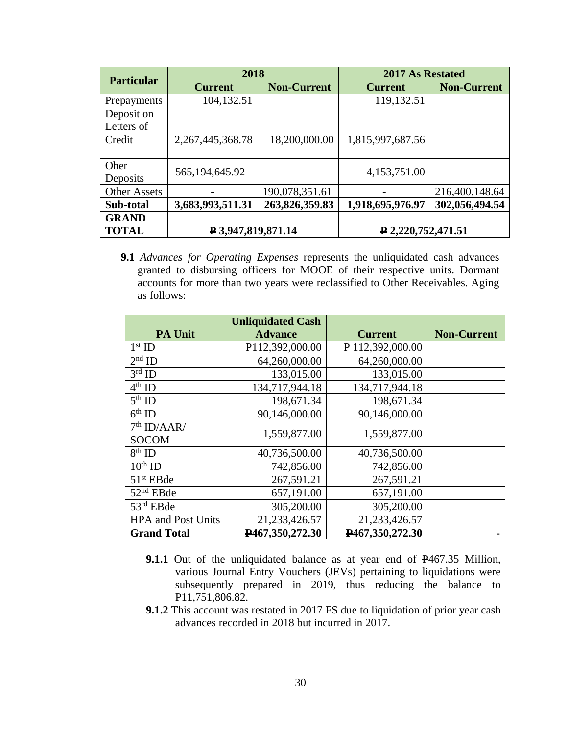| Particular | 2018 | | 2017 As Restated | |
|---|---|---|---|---|
| | Current | Non-Current | Current | Non-Current |
| Prepayments | 104,132.51 | | 119,132.51 | |
| Deposit on Letters of Credit | 2,267,445,368.78 | 18,200,000.00 | 1,815,997,687.56 | |
| Oher Deposits | 565,194,645.92 | | 4,153,751.00 | |
| Other Assets | - | 190,078,351.61 | - | 216,400,148.64 |
| **Sub-total** | **3,683,993,511.31** | **263,826,359.83** | **1,918,695,976.97** | **302,056,494.54** |
| **GRAND TOTAL** | **₱ 3,947,819,871.14** | | **₱ 2,220,752,471.51** | |

**9.1** *Advances for Operating Expenses* represents the unliquidated cash advances granted to disbursing officers for MOOE of their respective units. Dormant accounts for more than two years were reclassified to Other Receivables. Aging as follows:

| PA Unit | Unliquidated Cash Advance | Current | Non-Current |
|---|---|---|---|
| 1st ID | ₱112,392,000.00 | ₱ 112,392,000.00 | |
| 2nd ID | 64,260,000.00 | 64,260,000.00 | |
| 3rd ID | 133,015.00 | 133,015.00 | |
| 4th ID | 134,717,944.18 | 134,717,944.18 | |
| 5th ID | 198,671.34 | 198,671.34 | |
| 6th ID | 90,146,000.00 | 90,146,000.00 | |
| 7th ID/AAR/ SOCOM | 1,559,877.00 | 1,559,877.00 | |
| 8th ID | 40,736,500.00 | 40,736,500.00 | |
| 10th ID | 742,856.00 | 742,856.00 | |
| 51st EBde | 267,591.21 | 267,591.21 | |
| 52nd EBde | 657,191.00 | 657,191.00 | |
| 53rd EBde | 305,200.00 | 305,200.00 | |
| HPA and Post Units | 21,233,426.57 | 21,233,426.57 | |
| **Grand Total** | **₱467,350,272.30** | **₱467,350,272.30** | **-** |

**9.1.1** Out of the unliquidated balance as at year end of ₱467.35 Million, various Journal Entry Vouchers (JEVs) pertaining to liquidations were subsequently prepared in 2019, thus reducing the balance to ₱11,751,806.82.

**9.1.2** This account was restated in 2017 FS due to liquidation of prior year cash advances recorded in 2018 but incurred in 2017.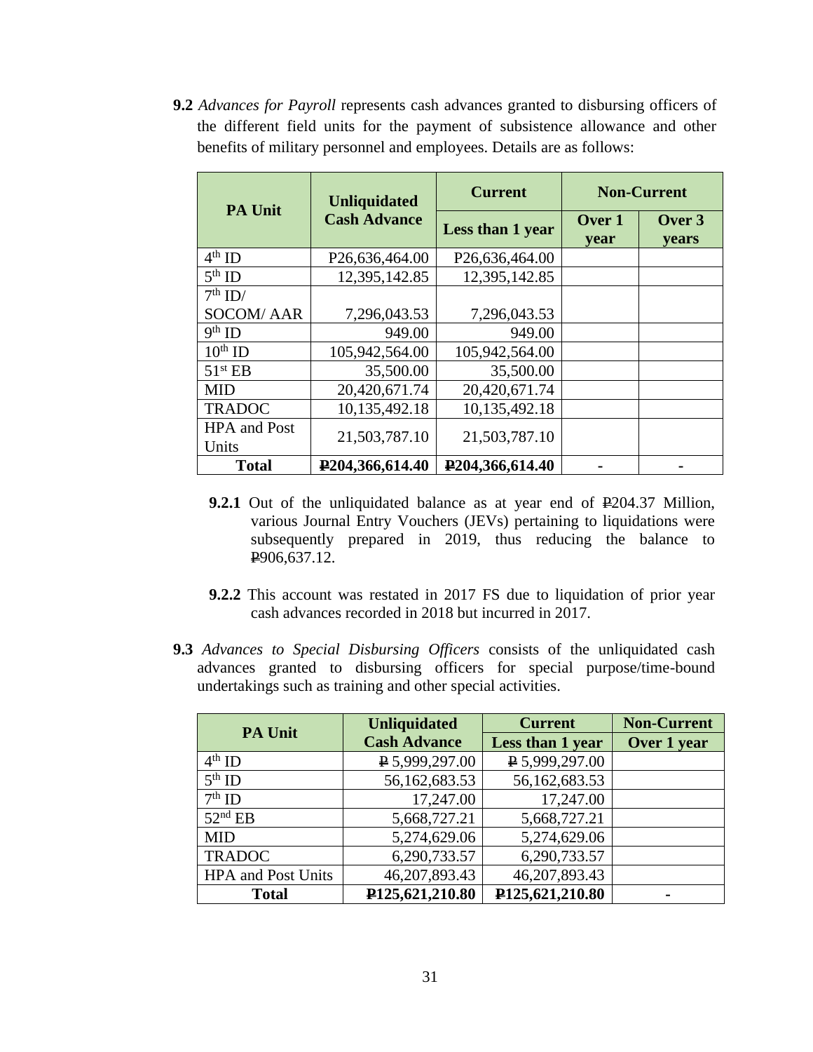**9.2** *Advances for Payroll* represents cash advances granted to disbursing officers of the different field units for the payment of subsistence allowance and other benefits of military personnel and employees. Details are as follows:

| PA Unit | Unliquidated Cash Advance | Current | Non-Current | |
|---|---|---|---|---|
| | | Less than 1 year | Over 1 year | Over 3 years |
| 4th ID | P26,636,464.00 | P26,636,464.00 | | |
| 5th ID | 12,395,142.85 | 12,395,142.85 | | |
| 7th ID/ SOCOM/ AAR | 7,296,043.53 | 7,296,043.53 | | |
| 9th ID | 949.00 | 949.00 | | |
| 10th ID | 105,942,564.00 | 105,942,564.00 | | |
| 51st EB | 35,500.00 | 35,500.00 | | |
| MID | 20,420,671.74 | 20,420,671.74 | | |
| TRADOC | 10,135,492.18 | 10,135,492.18 | | |
| HPA and Post Units | 21,503,787.10 | 21,503,787.10 | | |
| **Total** | **₱204,366,614.40** | **₱204,366,614.40** | **-** | **-** |

**9.2.1** Out of the unliquidated balance as at year end of ₱204.37 Million, various Journal Entry Vouchers (JEVs) pertaining to liquidations were subsequently prepared in 2019, thus reducing the balance to ₱906,637.12.

**9.2.2** This account was restated in 2017 FS due to liquidation of prior year cash advances recorded in 2018 but incurred in 2017.

**9.3** *Advances to Special Disbursing Officers* consists of the unliquidated cash advances granted to disbursing officers for special purpose/time-bound undertakings such as training and other special activities.

| PA Unit | Unliquidated Cash Advance | Current | Non-Current |
|---|---|---|---|
| | | Less than 1 year | Over 1 year |
| 4th ID | ₱ 5,999,297.00 | ₱ 5,999,297.00 | |
| 5th ID | 56,162,683.53 | 56,162,683.53 | |
| 7th ID | 17,247.00 | 17,247.00 | |
| 52nd EB | 5,668,727.21 | 5,668,727.21 | |
| MID | 5,274,629.06 | 5,274,629.06 | |
| TRADOC | 6,290,733.57 | 6,290,733.57 | |
| HPA and Post Units | 46,207,893.43 | 46,207,893.43 | |
| **Total** | **₱125,621,210.80** | **₱125,621,210.80** | **-** |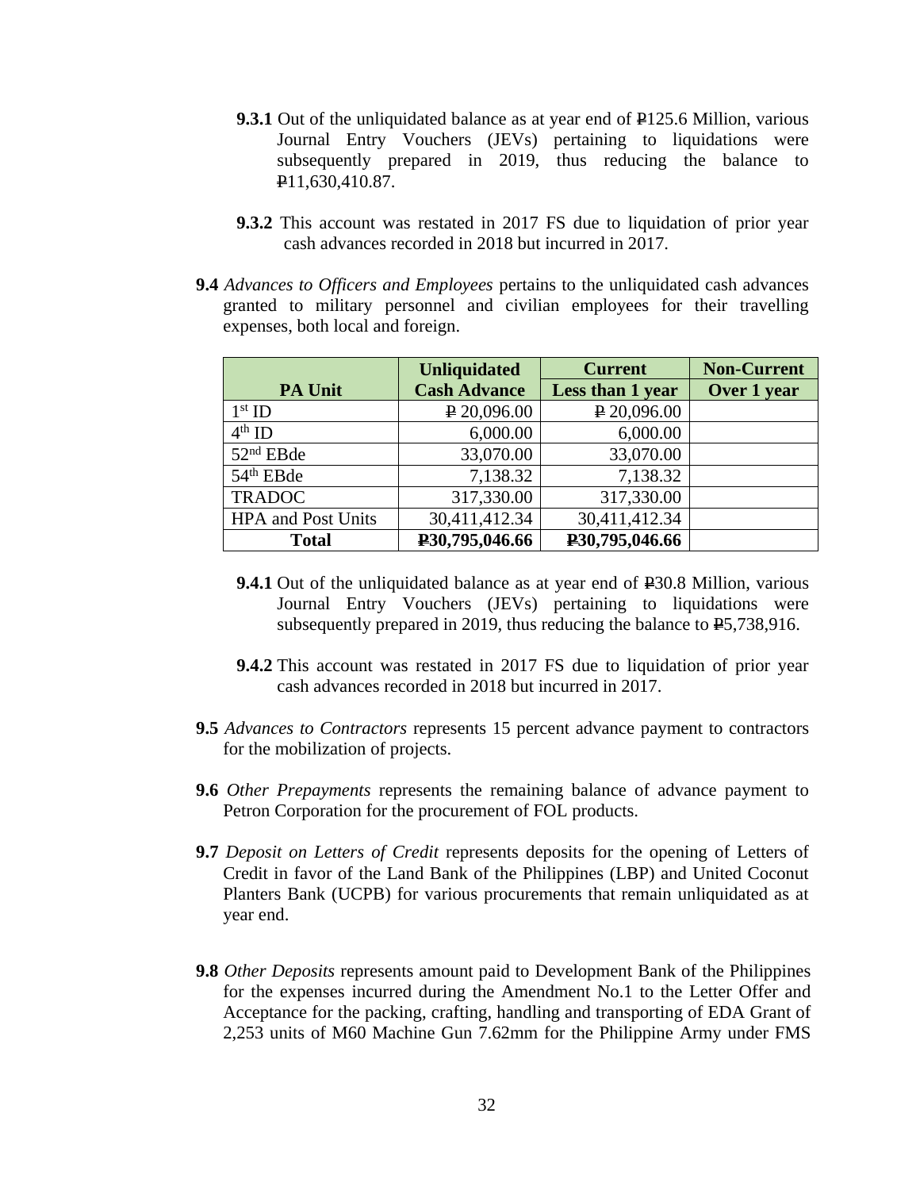**9.3.1** Out of the unliquidated balance as at year end of ₱125.6 Million, various Journal Entry Vouchers (JEVs) pertaining to liquidations were subsequently prepared in 2019, thus reducing the balance to ₱11,630,410.87.

**9.3.2** This account was restated in 2017 FS due to liquidation of prior year cash advances recorded in 2018 but incurred in 2017.

**9.4** *Advances to Officers and Employees* pertains to the unliquidated cash advances granted to military personnel and civilian employees for their travelling expenses, both local and foreign.

| PA Unit | Unliquidated Cash Advance | Current Less than 1 year | Non-Current Over 1 year |
|---|---|---|---|
| 1st ID | ₱ 20,096.00 | ₱ 20,096.00 | |
| 4th ID | 6,000.00 | 6,000.00 | |
| 52nd EBde | 33,070.00 | 33,070.00 | |
| 54th EBde | 7,138.32 | 7,138.32 | |
| TRADOC | 317,330.00 | 317,330.00 | |
| HPA and Post Units | 30,411,412.34 | 30,411,412.34 | |
| **Total** | **₱30,795,046.66** | **₱30,795,046.66** | |

**9.4.1** Out of the unliquidated balance as at year end of ₱30.8 Million, various Journal Entry Vouchers (JEVs) pertaining to liquidations were subsequently prepared in 2019, thus reducing the balance to ₱5,738,916.

**9.4.2** This account was restated in 2017 FS due to liquidation of prior year cash advances recorded in 2018 but incurred in 2017.

**9.5** *Advances to Contractors* represents 15 percent advance payment to contractors for the mobilization of projects.

**9.6** *Other Prepayments* represents the remaining balance of advance payment to Petron Corporation for the procurement of FOL products.

**9.7** *Deposit on Letters of Credit* represents deposits for the opening of Letters of Credit in favor of the Land Bank of the Philippines (LBP) and United Coconut Planters Bank (UCPB) for various procurements that remain unliquidated as at year end.

**9.8** *Other Deposits* represents amount paid to Development Bank of the Philippines for the expenses incurred during the Amendment No.1 to the Letter Offer and Acceptance for the packing, crafting, handling and transporting of EDA Grant of 2,253 units of M60 Machine Gun 7.62mm for the Philippine Army under FMS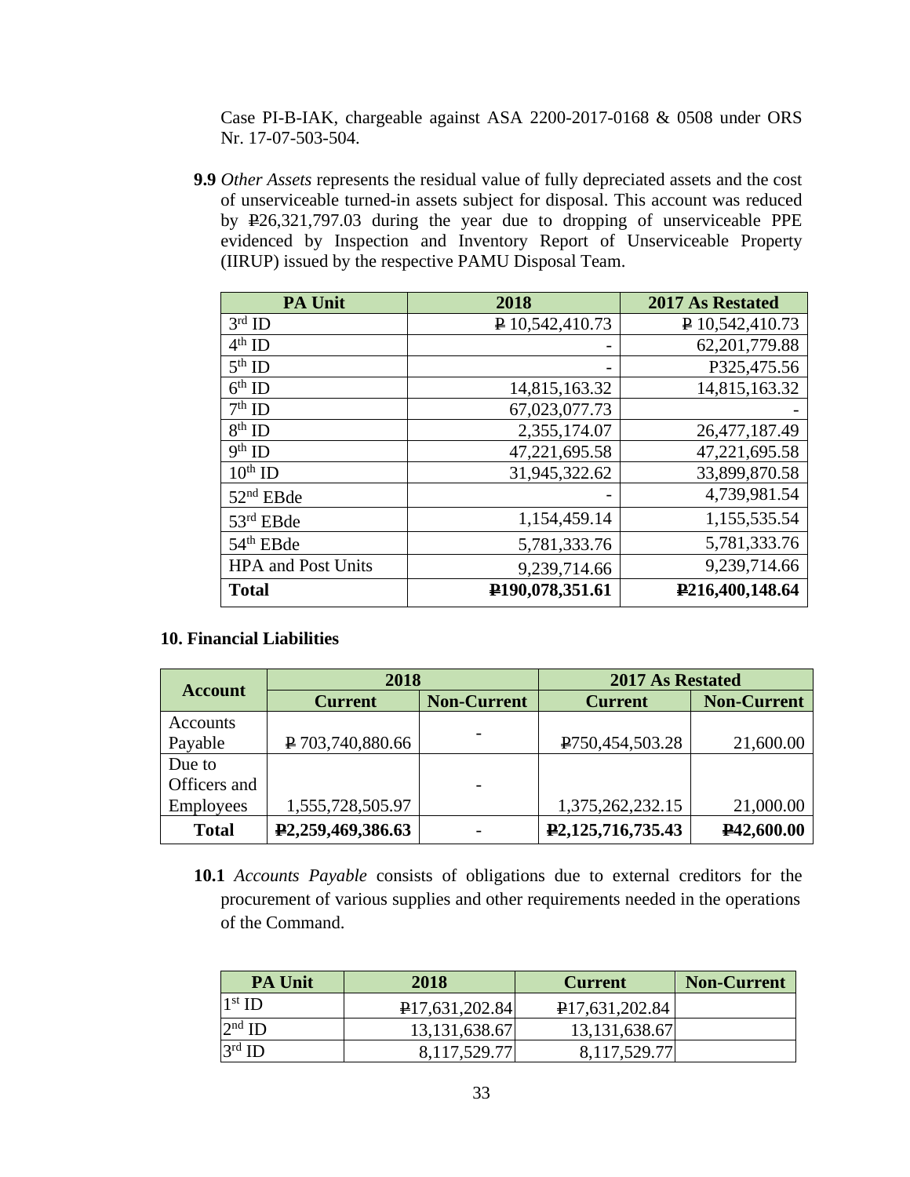Case PI-B-IAK, chargeable against ASA 2200-2017-0168 & 0508 under ORS Nr. 17-07-503-504.

**9.9** *Other Assets* represents the residual value of fully depreciated assets and the cost of unserviceable turned-in assets subject for disposal. This account was reduced by ₱26,321,797.03 during the year due to dropping of unserviceable PPE evidenced by Inspection and Inventory Report of Unserviceable Property (IIRUP) issued by the respective PAMU Disposal Team.

| PA Unit | 2018 | 2017 As Restated |
|---|---|---|
| 3rd ID | ₱ 10,542,410.73 | ₱ 10,542,410.73 |
| 4th ID | - | 62,201,779.88 |
| 5th ID | - | P325,475.56 |
| 6th ID | 14,815,163.32 | 14,815,163.32 |
| 7th ID | 67,023,077.73 | - |
| 8th ID | 2,355,174.07 | 26,477,187.49 |
| 9th ID | 47,221,695.58 | 47,221,695.58 |
| 10th ID | 31,945,322.62 | 33,899,870.58 |
| 52nd EBde | - | 4,739,981.54 |
| 53rd EBde | 1,154,459.14 | 1,155,535.54 |
| 54th EBde | 5,781,333.76 | 5,781,333.76 |
| HPA and Post Units | 9,239,714.66 | 9,239,714.66 |
| **Total** | **₱190,078,351.61** | **₱216,400,148.64** |

**10. Financial Liabilities**

| Account | 2018 | | 2017 As Restated | |
|---|---|---|---|---|
| | Current | Non-Current | Current | Non-Current |
| Accounts Payable | ₱ 703,740,880.66 | - | ₱750,454,503.28 | 21,600.00 |
| Due to Officers and Employees | 1,555,728,505.97 | - | 1,375,262,232.15 | 21,000.00 |
| **Total** | **₱2,259,469,386.63** | - | **₱2,125,716,735.43** | **₱42,600.00** |

**10.1** *Accounts Payable* consists of obligations due to external creditors for the procurement of various supplies and other requirements needed in the operations of the Command.

| PA Unit | 2018 | Current | Non-Current |
|---|---|---|---|
| 1st ID | ₱17,631,202.84 | ₱17,631,202.84 | |
| 2nd ID | 13,131,638.67 | 13,131,638.67 | |
| 3rd ID | 8,117,529.77 | 8,117,529.77 | |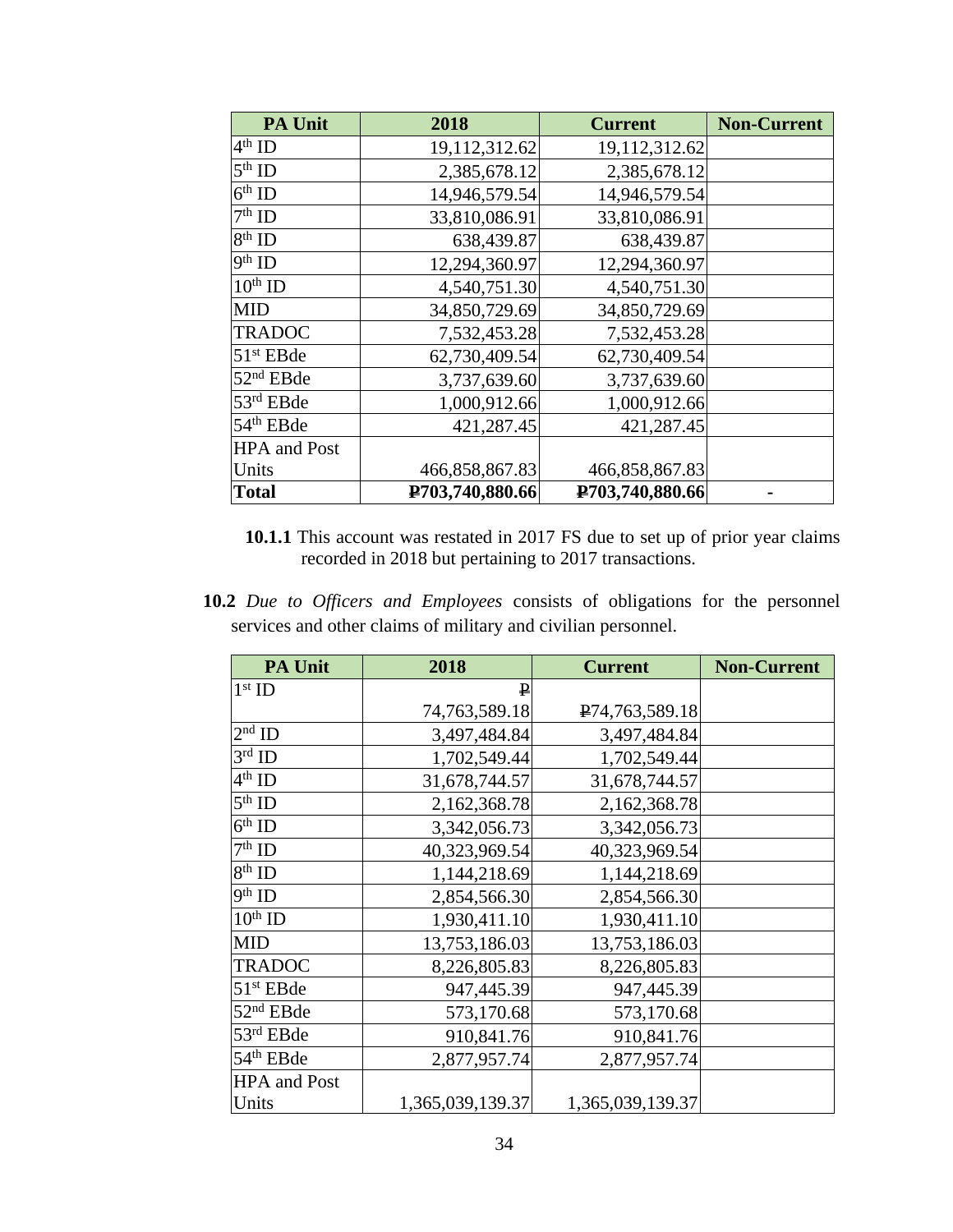| PA Unit | 2018 | Current | Non-Current |
|---|---|---|---|
| 4th ID | 19,112,312.62 | 19,112,312.62 | |
| 5th ID | 2,385,678.12 | 2,385,678.12 | |
| 6th ID | 14,946,579.54 | 14,946,579.54 | |
| 7th ID | 33,810,086.91 | 33,810,086.91 | |
| 8th ID | 638,439.87 | 638,439.87 | |
| 9th ID | 12,294,360.97 | 12,294,360.97 | |
| 10th ID | 4,540,751.30 | 4,540,751.30 | |
| MID | 34,850,729.69 | 34,850,729.69 | |
| TRADOC | 7,532,453.28 | 7,532,453.28 | |
| 51st EBde | 62,730,409.54 | 62,730,409.54 | |
| 52nd EBde | 3,737,639.60 | 3,737,639.60 | |
| 53rd EBde | 1,000,912.66 | 1,000,912.66 | |
| 54th EBde | 421,287.45 | 421,287.45 | |
| HPA and Post Units | 466,858,867.83 | 466,858,867.83 | |
| **Total** | **₱703,740,880.66** | **₱703,740,880.66** | **-** |

**10.1.1** This account was restated in 2017 FS due to set up of prior year claims recorded in 2018 but pertaining to 2017 transactions.

**10.2** *Due to Officers and Employees* consists of obligations for the personnel services and other claims of military and civilian personnel.

| PA Unit | 2018 | Current | Non-Current |
|---|---|---|---|
| 1st ID | ₱ 74,763,589.18 | ₱74,763,589.18 | |
| 2nd ID | 3,497,484.84 | 3,497,484.84 | |
| 3rd ID | 1,702,549.44 | 1,702,549.44 | |
| 4th ID | 31,678,744.57 | 31,678,744.57 | |
| 5th ID | 2,162,368.78 | 2,162,368.78 | |
| 6th ID | 3,342,056.73 | 3,342,056.73 | |
| 7th ID | 40,323,969.54 | 40,323,969.54 | |
| 8th ID | 1,144,218.69 | 1,144,218.69 | |
| 9th ID | 2,854,566.30 | 2,854,566.30 | |
| 10th ID | 1,930,411.10 | 1,930,411.10 | |
| MID | 13,753,186.03 | 13,753,186.03 | |
| TRADOC | 8,226,805.83 | 8,226,805.83 | |
| 51st EBde | 947,445.39 | 947,445.39 | |
| 52nd EBde | 573,170.68 | 573,170.68 | |
| 53rd EBde | 910,841.76 | 910,841.76 | |
| 54th EBde | 2,877,957.74 | 2,877,957.74 | |
| HPA and Post Units | 1,365,039,139.37 | 1,365,039,139.37 | |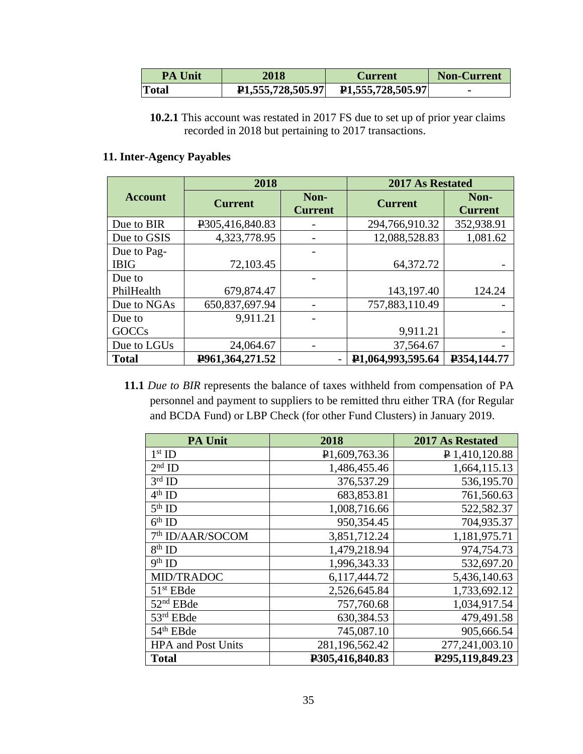| PA Unit | 2018 | Current | Non-Current |
|---|---|---|---|
| Total | ₱1,555,728,505.97 | ₱1,555,728,505.97 | - |

**10.2.1** This account was restated in 2017 FS due to set up of prior year claims recorded in 2018 but pertaining to 2017 transactions.

## 11. Inter-Agency Payables

| Account | 2018 | | 2017 As Restated | |
|---|---|---|---|---|
| | Current | Non-Current | Current | Non-Current |
| Due to BIR | ₱305,416,840.83 | - | 294,766,910.32 | 352,938.91 |
| Due to GSIS | 4,323,778.95 | - | 12,088,528.83 | 1,081.62 |
| Due to Pag-IBIG | 72,103.45 | - | 64,372.72 | - |
| Due to PhilHealth | 679,874.47 | - | 143,197.40 | 124.24 |
| Due to NGAs | 650,837,697.94 | - | 757,883,110.49 | - |
| Due to GOCCs | 9,911.21 | - | 9,911.21 | - |
| Due to LGUs | 24,064.67 | - | 37,564.67 | - |
| **Total** | **₱961,364,271.52** | - | **₱1,064,993,595.64** | **₱354,144.77** |

**11.1** *Due to BIR* represents the balance of taxes withheld from compensation of PA personnel and payment to suppliers to be remitted thru either TRA (for Regular and BCDA Fund) or LBP Check (for other Fund Clusters) in January 2019.

| PA Unit | 2018 | 2017 As Restated |
|---|---|---|
| 1st ID | ₱1,609,763.36 | ₱ 1,410,120.88 |
| 2nd ID | 1,486,455.46 | 1,664,115.13 |
| 3rd ID | 376,537.29 | 536,195.70 |
| 4th ID | 683,853.81 | 761,560.63 |
| 5th ID | 1,008,716.66 | 522,582.37 |
| 6th ID | 950,354.45 | 704,935.37 |
| 7th ID/AAR/SOCOM | 3,851,712.24 | 1,181,975.71 |
| 8th ID | 1,479,218.94 | 974,754.73 |
| 9th ID | 1,996,343.33 | 532,697.20 |
| MID/TRADOC | 6,117,444.72 | 5,436,140.63 |
| 51st EBde | 2,526,645.84 | 1,733,692.12 |
| 52nd EBde | 757,760.68 | 1,034,917.54 |
| 53rd EBde | 630,384.53 | 479,491.58 |
| 54th EBde | 745,087.10 | 905,666.54 |
| HPA and Post Units | 281,196,562.42 | 277,241,003.10 |
| **Total** | **₱305,416,840.83** | **₱295,119,849.23** |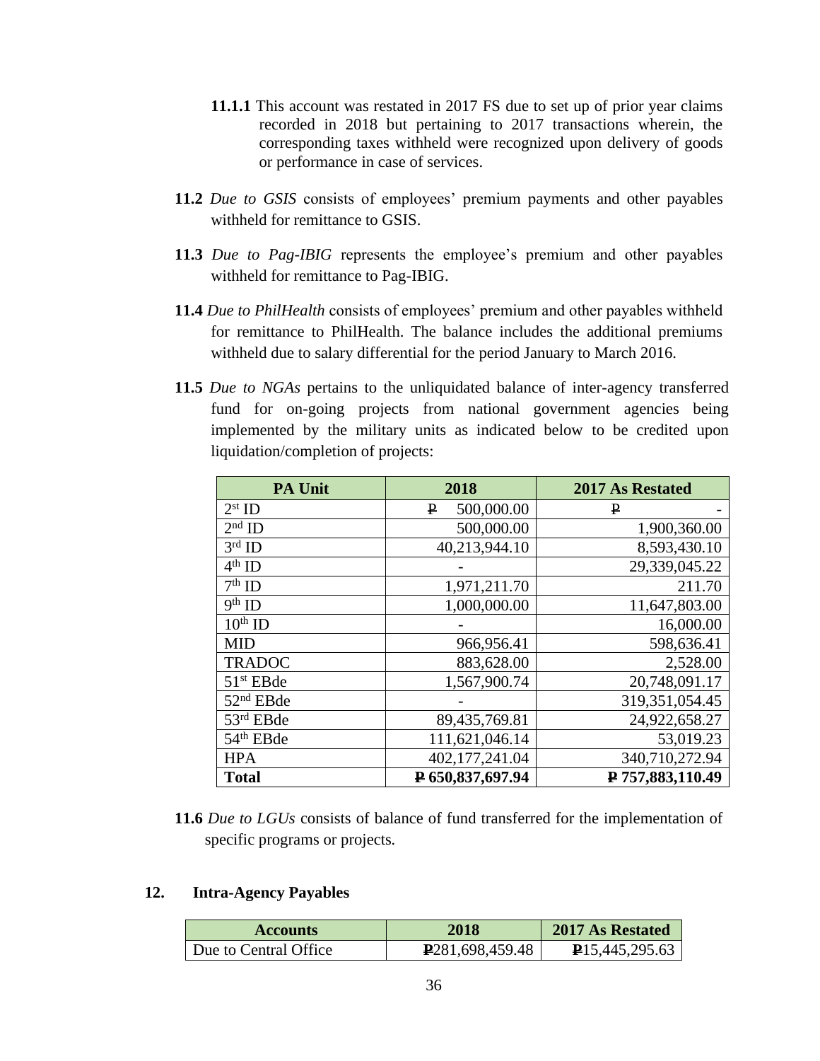**11.1.1** This account was restated in 2017 FS due to set up of prior year claims recorded in 2018 but pertaining to 2017 transactions wherein, the corresponding taxes withheld were recognized upon delivery of goods or performance in case of services.

**11.2** *Due to GSIS* consists of employees' premium payments and other payables withheld for remittance to GSIS.

**11.3** *Due to Pag-IBIG* represents the employee's premium and other payables withheld for remittance to Pag-IBIG.

**11.4** *Due to PhilHealth* consists of employees' premium and other payables withheld for remittance to PhilHealth. The balance includes the additional premiums withheld due to salary differential for the period January to March 2016.

**11.5** *Due to NGAs* pertains to the unliquidated balance of inter-agency transferred fund for on-going projects from national government agencies being implemented by the military units as indicated below to be credited upon liquidation/completion of projects:

| PA Unit | 2018 | 2017 As Restated |
|---|---|---|
| 2nd ID | ₱ 500,000.00 | ₱ - |
| 2nd ID | 500,000.00 | 1,900,360.00 |
| 3rd ID | 40,213,944.10 | 8,593,430.10 |
| 4th ID | - | 29,339,045.22 |
| 7th ID | 1,971,211.70 | 211.70 |
| 9th ID | 1,000,000.00 | 11,647,803.00 |
| 10th ID | - | 16,000.00 |
| MID | 966,956.41 | 598,636.41 |
| TRADOC | 883,628.00 | 2,528.00 |
| 51st EBde | 1,567,900.74 | 20,748,091.17 |
| 52nd EBde | - | 319,351,054.45 |
| 53rd EBde | 89,435,769.81 | 24,922,658.27 |
| 54th EBde | 111,621,046.14 | 53,019.23 |
| HPA | 402,177,241.04 | 340,710,272.94 |
| **Total** | **₱ 650,837,697.94** | **₱ 757,883,110.49** |

**11.6** *Due to LGUs* consists of balance of fund transferred for the implementation of specific programs or projects.

## 12. Intra-Agency Payables

| Accounts | 2018 | 2017 As Restated |
|---|---|---|
| Due to Central Office | ₱281,698,459.48 | ₱15,445,295.63 |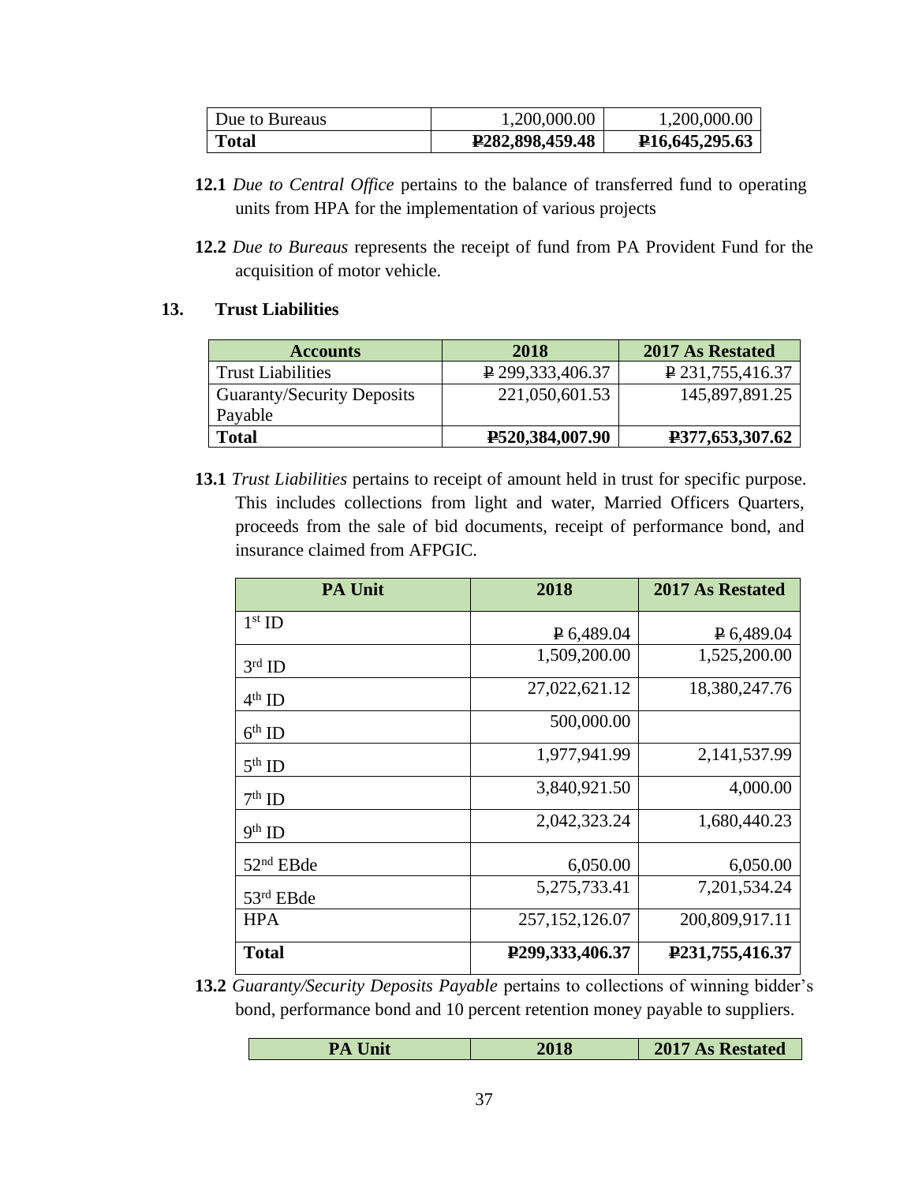| Due to Bureaus | 1,200,000.00 | 1,200,000.00 |
|---|---|---|
| **Total** | **₱282,898,459.48** | **₱16,645,295.63** |

**12.1** *Due to Central Office* pertains to the balance of transferred fund to operating units from HPA for the implementation of various projects

**12.2** *Due to Bureaus* represents the receipt of fund from PA Provident Fund for the acquisition of motor vehicle.

## 13. Trust Liabilities

| Accounts | 2018 | 2017 As Restated |
|---|---|---|
| Trust Liabilities | ₱ 299,333,406.37 | ₱ 231,755,416.37 |
| Guaranty/Security Deposits Payable | 221,050,601.53 | 145,897,891.25 |
| **Total** | **₱520,384,007.90** | **₱377,653,307.62** |

**13.1** *Trust Liabilities* pertains to receipt of amount held in trust for specific purpose. This includes collections from light and water, Married Officers Quarters, proceeds from the sale of bid documents, receipt of performance bond, and insurance claimed from AFPGIC.

| PA Unit | 2018 | 2017 As Restated |
|---|---|---|
| 1st ID | ₱ 6,489.04 | ₱ 6,489.04 |
| 3rd ID | 1,509,200.00 | 1,525,200.00 |
| 4th ID | 27,022,621.12 | 18,380,247.76 |
| 6th ID | 500,000.00 | |
| 5th ID | 1,977,941.99 | 2,141,537.99 |
| 7th ID | 3,840,921.50 | 4,000.00 |
| 9th ID | 2,042,323.24 | 1,680,440.23 |
| 52nd EBde | 6,050.00 | 6,050.00 |
| 53rd EBde | 5,275,733.41 | 7,201,534.24 |
| HPA | 257,152,126.07 | 200,809,917.11 |
| **Total** | **₱299,333,406.37** | **₱231,755,416.37** |

**13.2** *Guaranty/Security Deposits Payable* pertains to collections of winning bidder's bond, performance bond and 10 percent retention money payable to suppliers.

| PA Unit | 2018 | 2017 As Restated |
|---|---|---|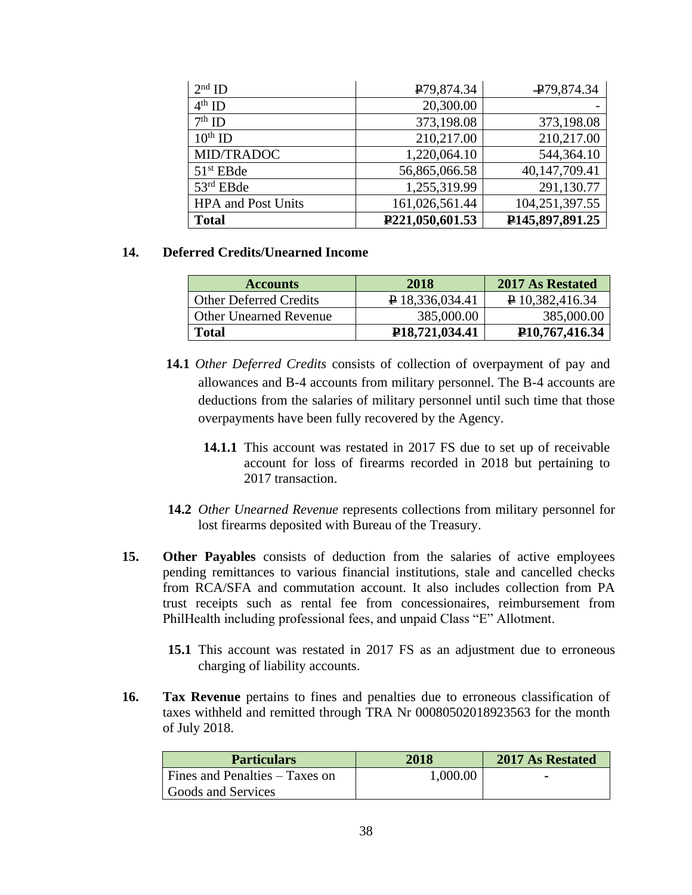| | | |
|---|---|---|
| 2nd ID | ₱79,874.34 | ₱79,874.34 |
| 4th ID | 20,300.00 | - |
| 7th ID | 373,198.08 | 373,198.08 |
| 10th ID | 210,217.00 | 210,217.00 |
| MID/TRADOC | 1,220,064.10 | 544,364.10 |
| 51st EBde | 56,865,066.58 | 40,147,709.41 |
| 53rd EBde | 1,255,319.99 | 291,130.77 |
| HPA and Post Units | 161,026,561.44 | 104,251,397.55 |
| **Total** | **₱221,050,601.53** | **₱145,897,891.25** |

**14. Deferred Credits/Unearned Income**

| Accounts | 2018 | 2017 As Restated |
|---|---|---|
| Other Deferred Credits | ₱ 18,336,034.41 | ₱ 10,382,416.34 |
| Other Unearned Revenue | 385,000.00 | 385,000.00 |
| **Total** | **₱18,721,034.41** | **₱10,767,416.34** |

**14.1** *Other Deferred Credits* consists of collection of overpayment of pay and allowances and B-4 accounts from military personnel. The B-4 accounts are deductions from the salaries of military personnel until such time that those overpayments have been fully recovered by the Agency.

**14.1.1** This account was restated in 2017 FS due to set up of receivable account for loss of firearms recorded in 2018 but pertaining to 2017 transaction.

**14.2** *Other Unearned Revenue* represents collections from military personnel for lost firearms deposited with Bureau of the Treasury.

**15.** **Other Payables** consists of deduction from the salaries of active employees pending remittances to various financial institutions, stale and cancelled checks from RCA/SFA and commutation account. It also includes collection from PA trust receipts such as rental fee from concessionaires, reimbursement from PhilHealth including professional fees, and unpaid Class "E" Allotment.

**15.1** This account was restated in 2017 FS as an adjustment due to erroneous charging of liability accounts.

**16.** **Tax Revenue** pertains to fines and penalties due to erroneous classification of taxes withheld and remitted through TRA Nr 00080502018923563 for the month of July 2018.

| Particulars | 2018 | 2017 As Restated |
|---|---|---|
| Fines and Penalties – Taxes on Goods and Services | 1,000.00 | - |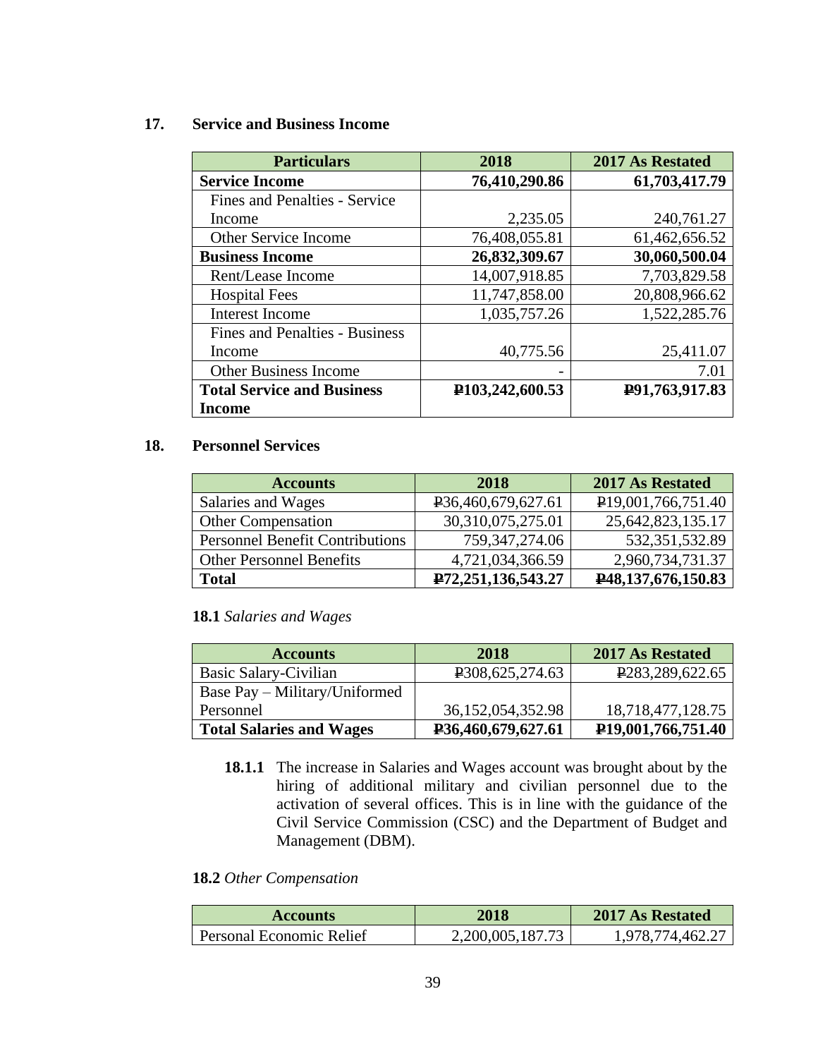## 17. Service and Business Income

| Particulars | 2018 | 2017 As Restated |
|---|---|---|
| **Service Income** | **76,410,290.86** | **61,703,417.79** |
| Fines and Penalties - Service Income | 2,235.05 | 240,761.27 |
| Other Service Income | 76,408,055.81 | 61,462,656.52 |
| **Business Income** | **26,832,309.67** | **30,060,500.04** |
| Rent/Lease Income | 14,007,918.85 | 7,703,829.58 |
| Hospital Fees | 11,747,858.00 | 20,808,966.62 |
| Interest Income | 1,035,757.26 | 1,522,285.76 |
| Fines and Penalties - Business Income | 40,775.56 | 25,411.07 |
| Other Business Income | - | 7.01 |
| **Total Service and Business Income** | **₱103,242,600.53** | **₱91,763,917.83** |

## 18. Personnel Services

| Accounts | 2018 | 2017 As Restated |
|---|---|---|
| Salaries and Wages | ₱36,460,679,627.61 | ₱19,001,766,751.40 |
| Other Compensation | 30,310,075,275.01 | 25,642,823,135.17 |
| Personnel Benefit Contributions | 759,347,274.06 | 532,351,532.89 |
| Other Personnel Benefits | 4,721,034,366.59 | 2,960,734,731.37 |
| **Total** | **₱72,251,136,543.27** | **₱48,137,676,150.83** |

**18.1** *Salaries and Wages*

| Accounts | 2018 | 2017 As Restated |
|---|---|---|
| Basic Salary-Civilian | ₱308,625,274.63 | ₱283,289,622.65 |
| Base Pay – Military/Uniformed Personnel | 36,152,054,352.98 | 18,718,477,128.75 |
| **Total Salaries and Wages** | **₱36,460,679,627.61** | **₱19,001,766,751.40** |

**18.1.1** The increase in Salaries and Wages account was brought about by the hiring of additional military and civilian personnel due to the activation of several offices. This is in line with the guidance of the Civil Service Commission (CSC) and the Department of Budget and Management (DBM).

**18.2** *Other Compensation*

| Accounts | 2018 | 2017 As Restated |
|---|---|---|
| Personal Economic Relief | 2,200,005,187.73 | 1,978,774,462.27 |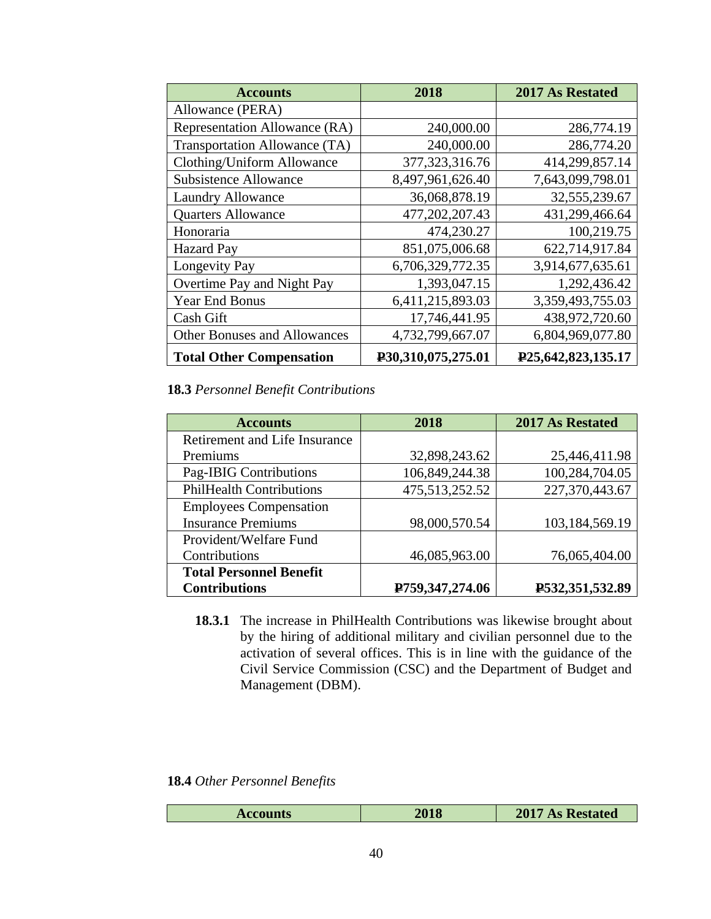| Accounts | 2018 | 2017 As Restated |
|---|---|---|
| Allowance (PERA) | | |
| Representation Allowance (RA) | 240,000.00 | 286,774.19 |
| Transportation Allowance (TA) | 240,000.00 | 286,774.20 |
| Clothing/Uniform Allowance | 377,323,316.76 | 414,299,857.14 |
| Subsistence Allowance | 8,497,961,626.40 | 7,643,099,798.01 |
| Laundry Allowance | 36,068,878.19 | 32,555,239.67 |
| Quarters Allowance | 477,202,207.43 | 431,299,466.64 |
| Honoraria | 474,230.27 | 100,219.75 |
| Hazard Pay | 851,075,006.68 | 622,714,917.84 |
| Longevity Pay | 6,706,329,772.35 | 3,914,677,635.61 |
| Overtime Pay and Night Pay | 1,393,047.15 | 1,292,436.42 |
| Year End Bonus | 6,411,215,893.03 | 3,359,493,755.03 |
| Cash Gift | 17,746,441.95 | 438,972,720.60 |
| Other Bonuses and Allowances | 4,732,799,667.07 | 6,804,969,077.80 |
| **Total Other Compensation** | **₱30,310,075,275.01** | **₱25,642,823,135.17** |

**18.3** *Personnel Benefit Contributions*

| Accounts | 2018 | 2017 As Restated |
|---|---|---|
| Retirement and Life Insurance Premiums | 32,898,243.62 | 25,446,411.98 |
| Pag-IBIG Contributions | 106,849,244.38 | 100,284,704.05 |
| PhilHealth Contributions | 475,513,252.52 | 227,370,443.67 |
| Employees Compensation Insurance Premiums | 98,000,570.54 | 103,184,569.19 |
| Provident/Welfare Fund Contributions | 46,085,963.00 | 76,065,404.00 |
| **Total Personnel Benefit Contributions** | **₱759,347,274.06** | **₱532,351,532.89** |

**18.3.1** The increase in PhilHealth Contributions was likewise brought about by the hiring of additional military and civilian personnel due to the activation of several offices. This is in line with the guidance of the Civil Service Commission (CSC) and the Department of Budget and Management (DBM).

**18.4** *Other Personnel Benefits*

| Accounts | 2018 | 2017 As Restated |
|---|---|---|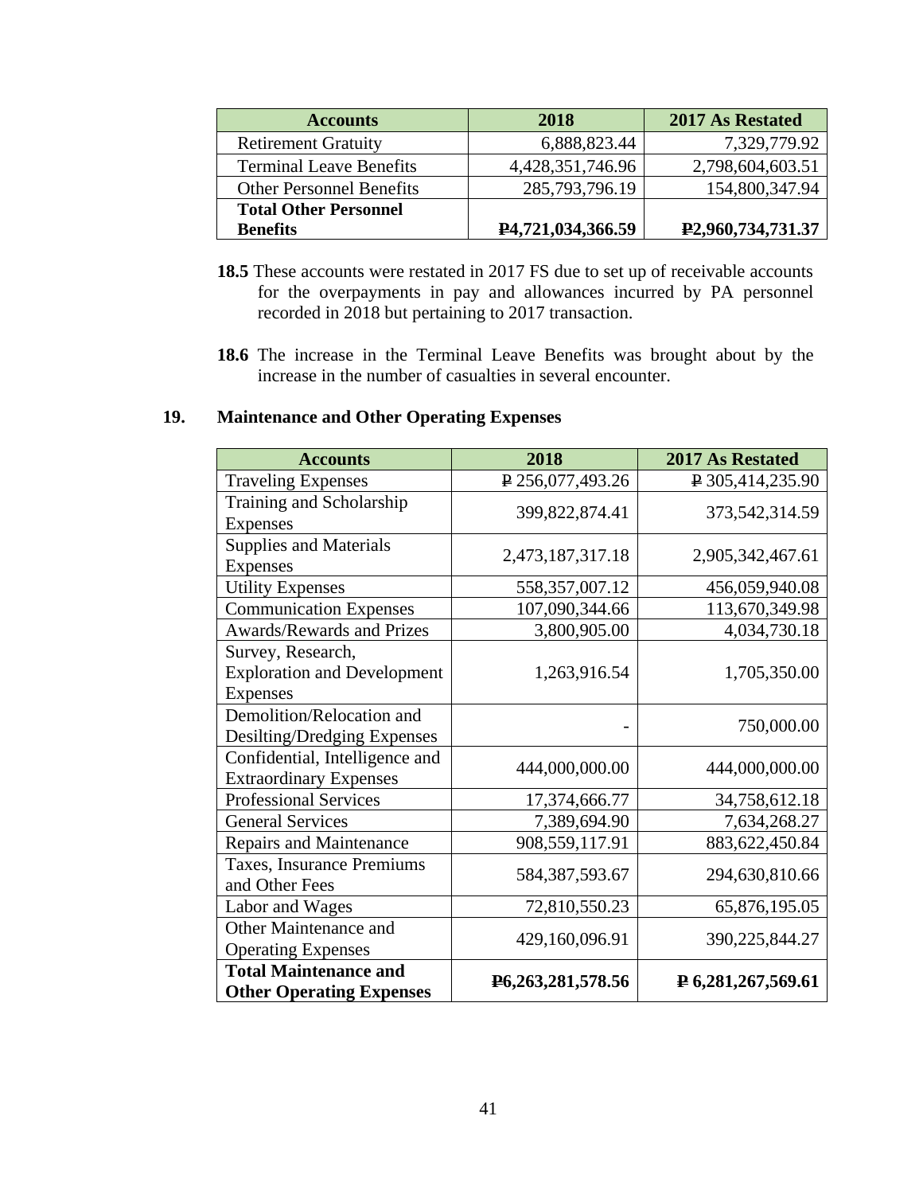| Accounts | 2018 | 2017 As Restated |
|---|---|---|
| Retirement Gratuity | 6,888,823.44 | 7,329,779.92 |
| Terminal Leave Benefits | 4,428,351,746.96 | 2,798,604,603.51 |
| Other Personnel Benefits | 285,793,796.19 | 154,800,347.94 |
| **Total Other Personnel Benefits** | **₱4,721,034,366.59** | **₱2,960,734,731.37** |

**18.5** These accounts were restated in 2017 FS due to set up of receivable accounts for the overpayments in pay and allowances incurred by PA personnel recorded in 2018 but pertaining to 2017 transaction.

**18.6** The increase in the Terminal Leave Benefits was brought about by the increase in the number of casualties in several encounter.

## 19. Maintenance and Other Operating Expenses

| Accounts | 2018 | 2017 As Restated |
|---|---|---|
| Traveling Expenses | ₱ 256,077,493.26 | ₱ 305,414,235.90 |
| Training and Scholarship Expenses | 399,822,874.41 | 373,542,314.59 |
| Supplies and Materials Expenses | 2,473,187,317.18 | 2,905,342,467.61 |
| Utility Expenses | 558,357,007.12 | 456,059,940.08 |
| Communication Expenses | 107,090,344.66 | 113,670,349.98 |
| Awards/Rewards and Prizes | 3,800,905.00 | 4,034,730.18 |
| Survey, Research, Exploration and Development Expenses | 1,263,916.54 | 1,705,350.00 |
| Demolition/Relocation and Desilting/Dredging Expenses | - | 750,000.00 |
| Confidential, Intelligence and Extraordinary Expenses | 444,000,000.00 | 444,000,000.00 |
| Professional Services | 17,374,666.77 | 34,758,612.18 |
| General Services | 7,389,694.90 | 7,634,268.27 |
| Repairs and Maintenance | 908,559,117.91 | 883,622,450.84 |
| Taxes, Insurance Premiums and Other Fees | 584,387,593.67 | 294,630,810.66 |
| Labor and Wages | 72,810,550.23 | 65,876,195.05 |
| Other Maintenance and Operating Expenses | 429,160,096.91 | 390,225,844.27 |
| **Total Maintenance and Other Operating Expenses** | **₱6,263,281,578.56** | **₱ 6,281,267,569.61** |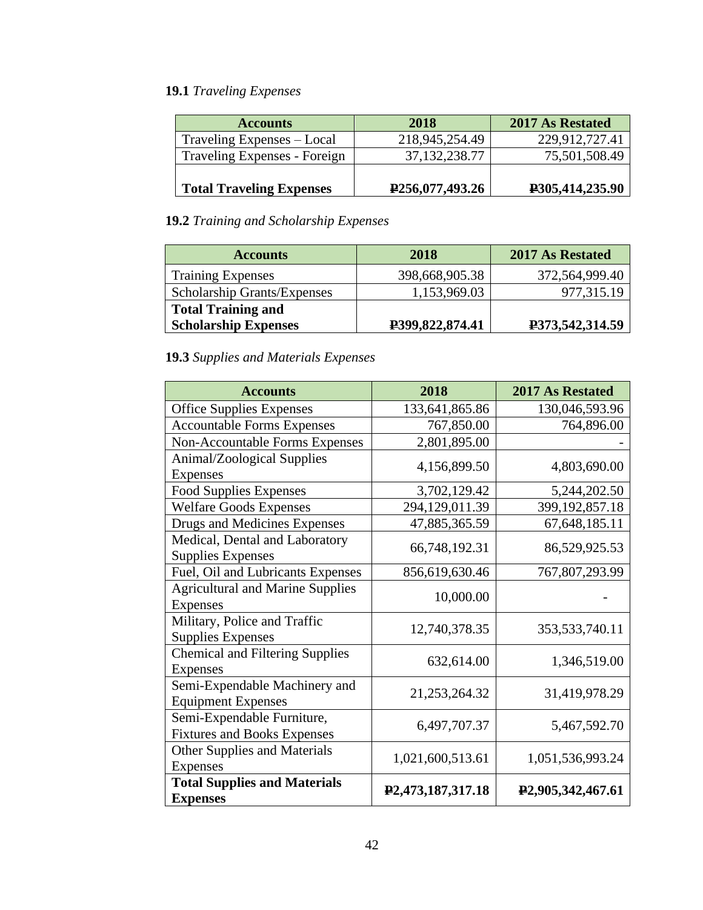**19.1** *Traveling Expenses*

| Accounts | 2018 | 2017 As Restated |
|---|---|---|
| Traveling Expenses – Local | 218,945,254.49 | 229,912,727.41 |
| Traveling Expenses - Foreign | 37,132,238.77 | 75,501,508.49 |
| **Total Traveling Expenses** | **₱256,077,493.26** | **₱305,414,235.90** |

**19.2** *Training and Scholarship Expenses*

| Accounts | 2018 | 2017 As Restated |
|---|---|---|
| Training Expenses | 398,668,905.38 | 372,564,999.40 |
| Scholarship Grants/Expenses | 1,153,969.03 | 977,315.19 |
| **Total Training and Scholarship Expenses** | **₱399,822,874.41** | **₱373,542,314.59** |

**19.3** *Supplies and Materials Expenses*

| Accounts | 2018 | 2017 As Restated |
|---|---|---|
| Office Supplies Expenses | 133,641,865.86 | 130,046,593.96 |
| Accountable Forms Expenses | 767,850.00 | 764,896.00 |
| Non-Accountable Forms Expenses | 2,801,895.00 | - |
| Animal/Zoological Supplies Expenses | 4,156,899.50 | 4,803,690.00 |
| Food Supplies Expenses | 3,702,129.42 | 5,244,202.50 |
| Welfare Goods Expenses | 294,129,011.39 | 399,192,857.18 |
| Drugs and Medicines Expenses | 47,885,365.59 | 67,648,185.11 |
| Medical, Dental and Laboratory Supplies Expenses | 66,748,192.31 | 86,529,925.53 |
| Fuel, Oil and Lubricants Expenses | 856,619,630.46 | 767,807,293.99 |
| Agricultural and Marine Supplies Expenses | 10,000.00 | - |
| Military, Police and Traffic Supplies Expenses | 12,740,378.35 | 353,533,740.11 |
| Chemical and Filtering Supplies Expenses | 632,614.00 | 1,346,519.00 |
| Semi-Expendable Machinery and Equipment Expenses | 21,253,264.32 | 31,419,978.29 |
| Semi-Expendable Furniture, Fixtures and Books Expenses | 6,497,707.37 | 5,467,592.70 |
| Other Supplies and Materials Expenses | 1,021,600,513.61 | 1,051,536,993.24 |
| **Total Supplies and Materials Expenses** | **₱2,473,187,317.18** | **₱2,905,342,467.61** |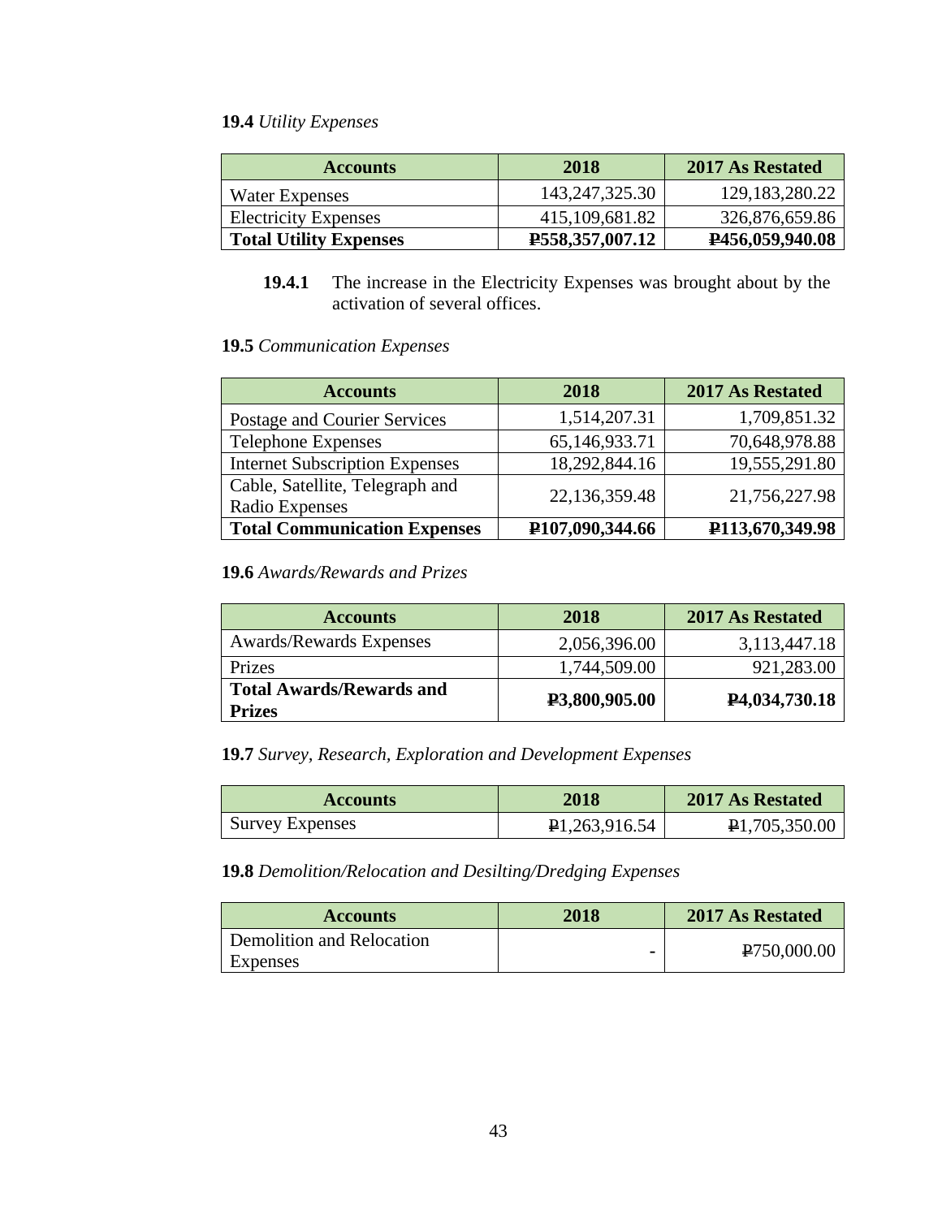**19.4** *Utility Expenses*

| Accounts | 2018 | 2017 As Restated |
|---|---|---|
| Water Expenses | 143,247,325.30 | 129,183,280.22 |
| Electricity Expenses | 415,109,681.82 | 326,876,659.86 |
| **Total Utility Expenses** | **₱558,357,007.12** | **₱456,059,940.08** |

**19.4.1** The increase in the Electricity Expenses was brought about by the activation of several offices.

**19.5** *Communication Expenses*

| Accounts | 2018 | 2017 As Restated |
|---|---|---|
| Postage and Courier Services | 1,514,207.31 | 1,709,851.32 |
| Telephone Expenses | 65,146,933.71 | 70,648,978.88 |
| Internet Subscription Expenses | 18,292,844.16 | 19,555,291.80 |
| Cable, Satellite, Telegraph and Radio Expenses | 22,136,359.48 | 21,756,227.98 |
| **Total Communication Expenses** | **₱107,090,344.66** | **₱113,670,349.98** |

**19.6** *Awards/Rewards and Prizes*

| Accounts | 2018 | 2017 As Restated |
|---|---|---|
| Awards/Rewards Expenses | 2,056,396.00 | 3,113,447.18 |
| Prizes | 1,744,509.00 | 921,283.00 |
| **Total Awards/Rewards and Prizes** | **₱3,800,905.00** | **₱4,034,730.18** |

**19.7** *Survey, Research, Exploration and Development Expenses*

| Accounts | 2018 | 2017 As Restated |
|---|---|---|
| Survey Expenses | ₱1,263,916.54 | ₱1,705,350.00 |

**19.8** *Demolition/Relocation and Desilting/Dredging Expenses*

| Accounts | 2018 | 2017 As Restated |
|---|---|---|
| Demolition and Relocation Expenses | - | ₱750,000.00 |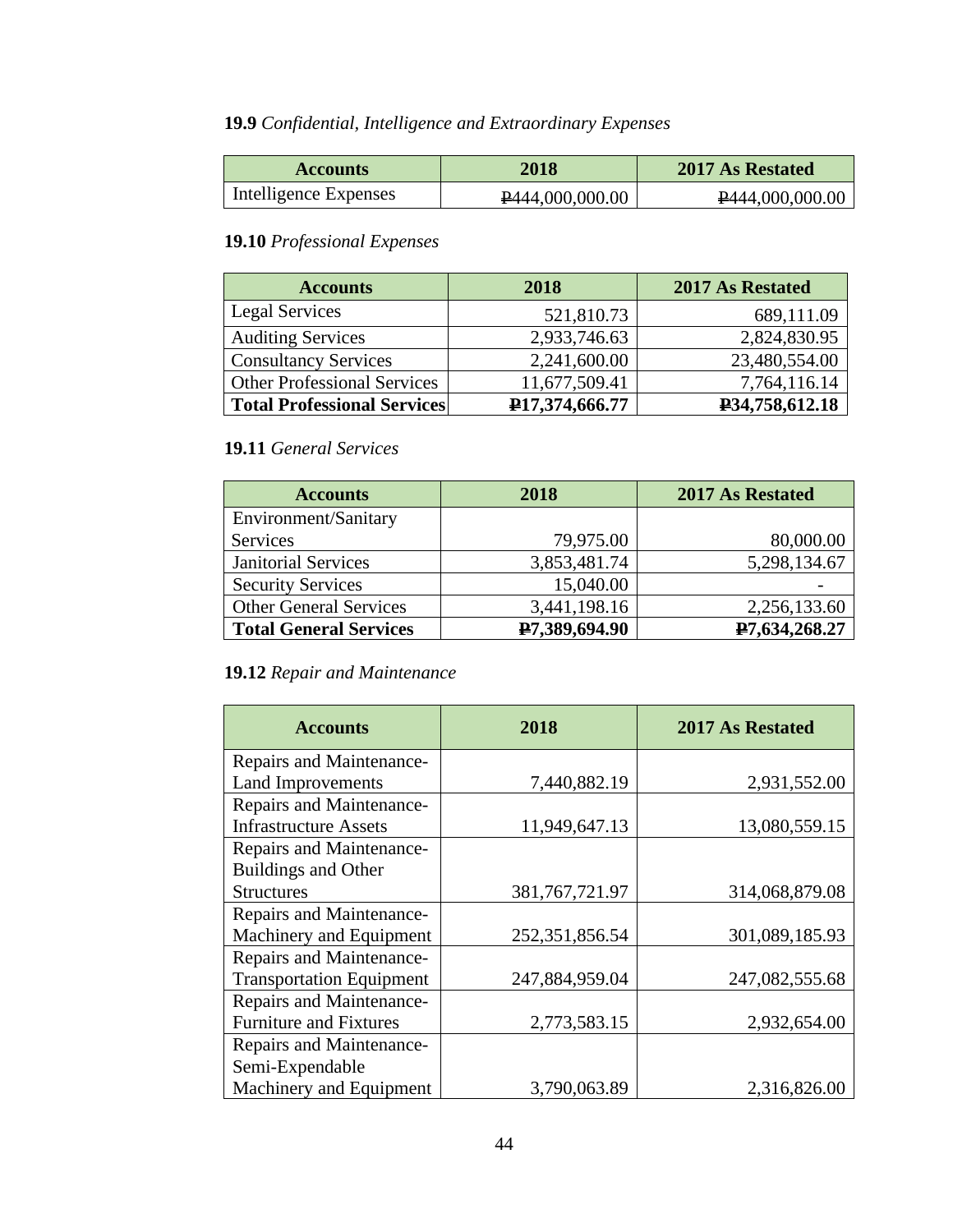**19.9** *Confidential, Intelligence and Extraordinary Expenses*

| Accounts | 2018 | 2017 As Restated |
|---|---|---|
| Intelligence Expenses | ₱444,000,000.00 | ₱444,000,000.00 |

**19.10** *Professional Expenses*

| Accounts | 2018 | 2017 As Restated |
|---|---|---|
| Legal Services | 521,810.73 | 689,111.09 |
| Auditing Services | 2,933,746.63 | 2,824,830.95 |
| Consultancy Services | 2,241,600.00 | 23,480,554.00 |
| Other Professional Services | 11,677,509.41 | 7,764,116.14 |
| **Total Professional Services** | **₱17,374,666.77** | **₱34,758,612.18** |

**19.11** *General Services*

| Accounts | 2018 | 2017 As Restated |
|---|---|---|
| Environment/Sanitary Services | 79,975.00 | 80,000.00 |
| Janitorial Services | 3,853,481.74 | 5,298,134.67 |
| Security Services | 15,040.00 | - |
| Other General Services | 3,441,198.16 | 2,256,133.60 |
| **Total General Services** | **₱7,389,694.90** | **₱7,634,268.27** |

**19.12** *Repair and Maintenance*

| Accounts | 2018 | 2017 As Restated |
|---|---|---|
| Repairs and Maintenance-Land Improvements | 7,440,882.19 | 2,931,552.00 |
| Repairs and Maintenance-Infrastructure Assets | 11,949,647.13 | 13,080,559.15 |
| Repairs and Maintenance-Buildings and Other Structures | 381,767,721.97 | 314,068,879.08 |
| Repairs and Maintenance-Machinery and Equipment | 252,351,856.54 | 301,089,185.93 |
| Repairs and Maintenance-Transportation Equipment | 247,884,959.04 | 247,082,555.68 |
| Repairs and Maintenance-Furniture and Fixtures | 2,773,583.15 | 2,932,654.00 |
| Repairs and Maintenance-Semi-Expendable Machinery and Equipment | 3,790,063.89 | 2,316,826.00 |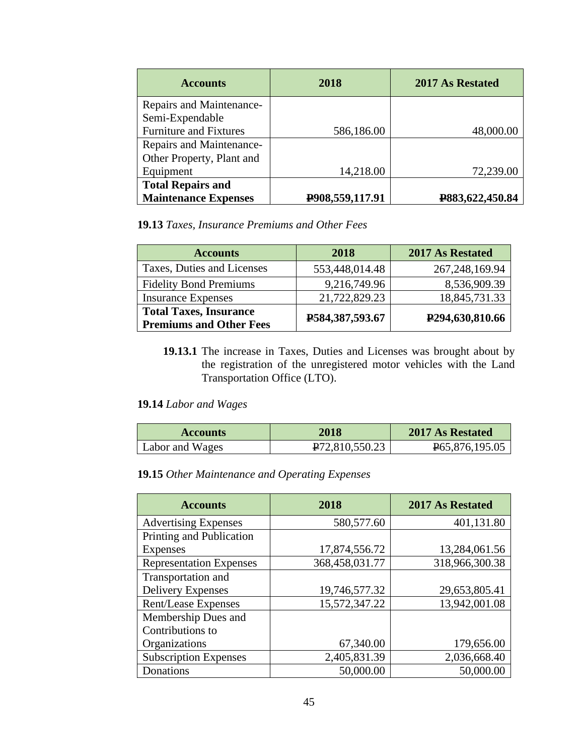| Accounts | 2018 | 2017 As Restated |
|---|---|---|
| Repairs and Maintenance-Semi-Expendable Furniture and Fixtures | 586,186.00 | 48,000.00 |
| Repairs and Maintenance-Other Property, Plant and Equipment | 14,218.00 | 72,239.00 |
| **Total Repairs and Maintenance Expenses** | **₱908,559,117.91** | **₱883,622,450.84** |

**19.13** *Taxes, Insurance Premiums and Other Fees*

| Accounts | 2018 | 2017 As Restated |
|---|---|---|
| Taxes, Duties and Licenses | 553,448,014.48 | 267,248,169.94 |
| Fidelity Bond Premiums | 9,216,749.96 | 8,536,909.39 |
| Insurance Expenses | 21,722,829.23 | 18,845,731.33 |
| **Total Taxes, Insurance Premiums and Other Fees** | **₱584,387,593.67** | **₱294,630,810.66** |

**19.13.1** The increase in Taxes, Duties and Licenses was brought about by the registration of the unregistered motor vehicles with the Land Transportation Office (LTO).

**19.14** *Labor and Wages*

| Accounts | 2018 | 2017 As Restated |
|---|---|---|
| Labor and Wages | ₱72,810,550.23 | ₱65,876,195.05 |

**19.15** *Other Maintenance and Operating Expenses*

| Accounts | 2018 | 2017 As Restated |
|---|---|---|
| Advertising Expenses | 580,577.60 | 401,131.80 |
| Printing and Publication Expenses | 17,874,556.72 | 13,284,061.56 |
| Representation Expenses | 368,458,031.77 | 318,966,300.38 |
| Transportation and Delivery Expenses | 19,746,577.32 | 29,653,805.41 |
| Rent/Lease Expenses | 15,572,347.22 | 13,942,001.08 |
| Membership Dues and Contributions to Organizations | 67,340.00 | 179,656.00 |
| Subscription Expenses | 2,405,831.39 | 2,036,668.40 |
| Donations | 50,000.00 | 50,000.00 |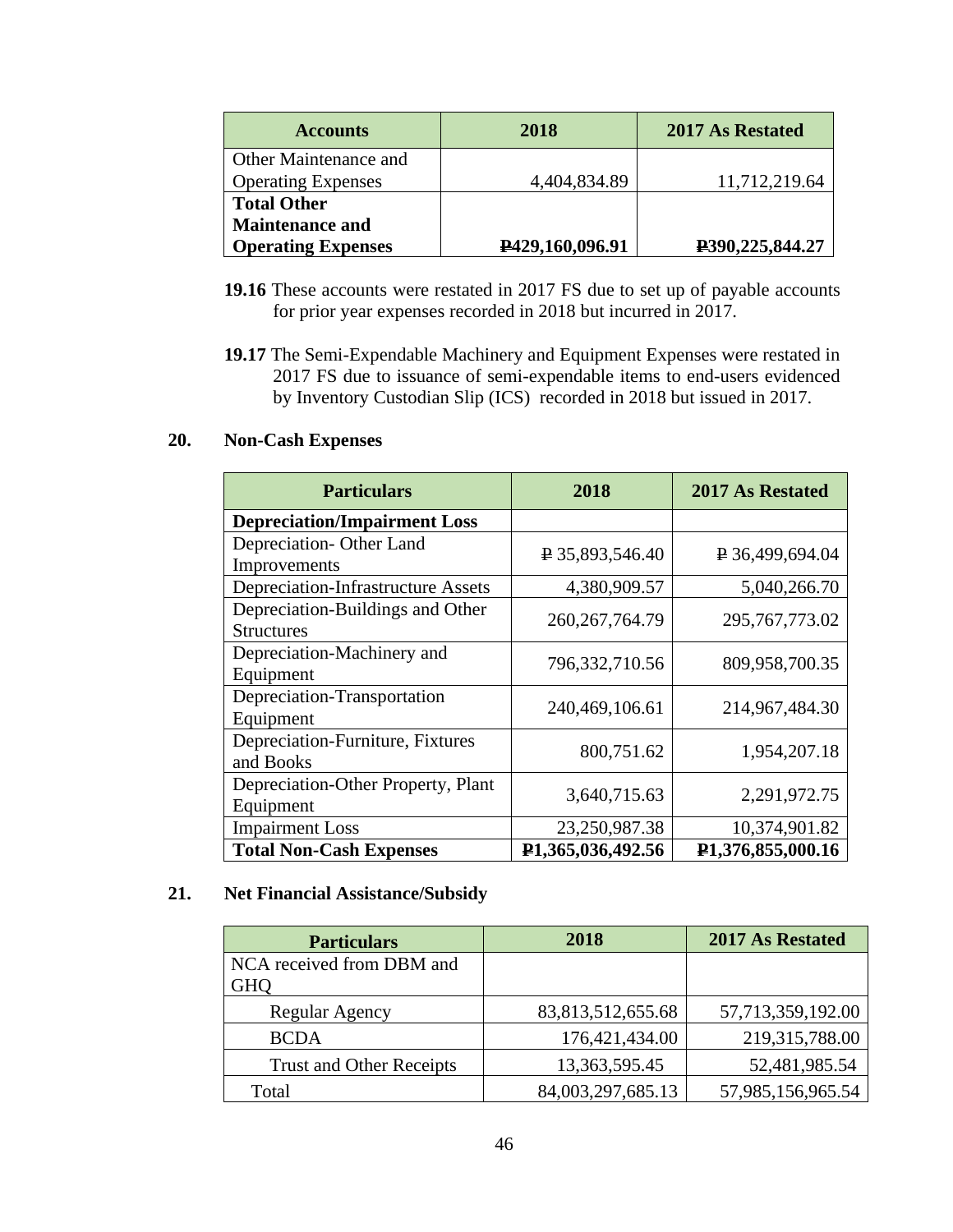| Accounts | 2018 | 2017 As Restated |
|---|---|---|
| Other Maintenance and Operating Expenses | 4,404,834.89 | 11,712,219.64 |
| **Total Other Maintenance and Operating Expenses** | **₱429,160,096.91** | **₱390,225,844.27** |

**19.16** These accounts were restated in 2017 FS due to set up of payable accounts for prior year expenses recorded in 2018 but incurred in 2017.

**19.17** The Semi-Expendable Machinery and Equipment Expenses were restated in 2017 FS due to issuance of semi-expendable items to end-users evidenced by Inventory Custodian Slip (ICS) recorded in 2018 but issued in 2017.

## 20. Non-Cash Expenses

| Particulars | 2018 | 2017 As Restated |
|---|---|---|
| **Depreciation/Impairment Loss** | | |
| Depreciation- Other Land Improvements | ₱ 35,893,546.40 | ₱ 36,499,694.04 |
| Depreciation-Infrastructure Assets | 4,380,909.57 | 5,040,266.70 |
| Depreciation-Buildings and Other Structures | 260,267,764.79 | 295,767,773.02 |
| Depreciation-Machinery and Equipment | 796,332,710.56 | 809,958,700.35 |
| Depreciation-Transportation Equipment | 240,469,106.61 | 214,967,484.30 |
| Depreciation-Furniture, Fixtures and Books | 800,751.62 | 1,954,207.18 |
| Depreciation-Other Property, Plant Equipment | 3,640,715.63 | 2,291,972.75 |
| Impairment Loss | 23,250,987.38 | 10,374,901.82 |
| **Total Non-Cash Expenses** | **₱1,365,036,492.56** | **₱1,376,855,000.16** |

## 21. Net Financial Assistance/Subsidy

| Particulars | 2018 | 2017 As Restated |
|---|---|---|
| NCA received from DBM and GHQ | | |
| Regular Agency | 83,813,512,655.68 | 57,713,359,192.00 |
| BCDA | 176,421,434.00 | 219,315,788.00 |
| Trust and Other Receipts | 13,363,595.45 | 52,481,985.54 |
| Total | 84,003,297,685.13 | 57,985,156,965.54 |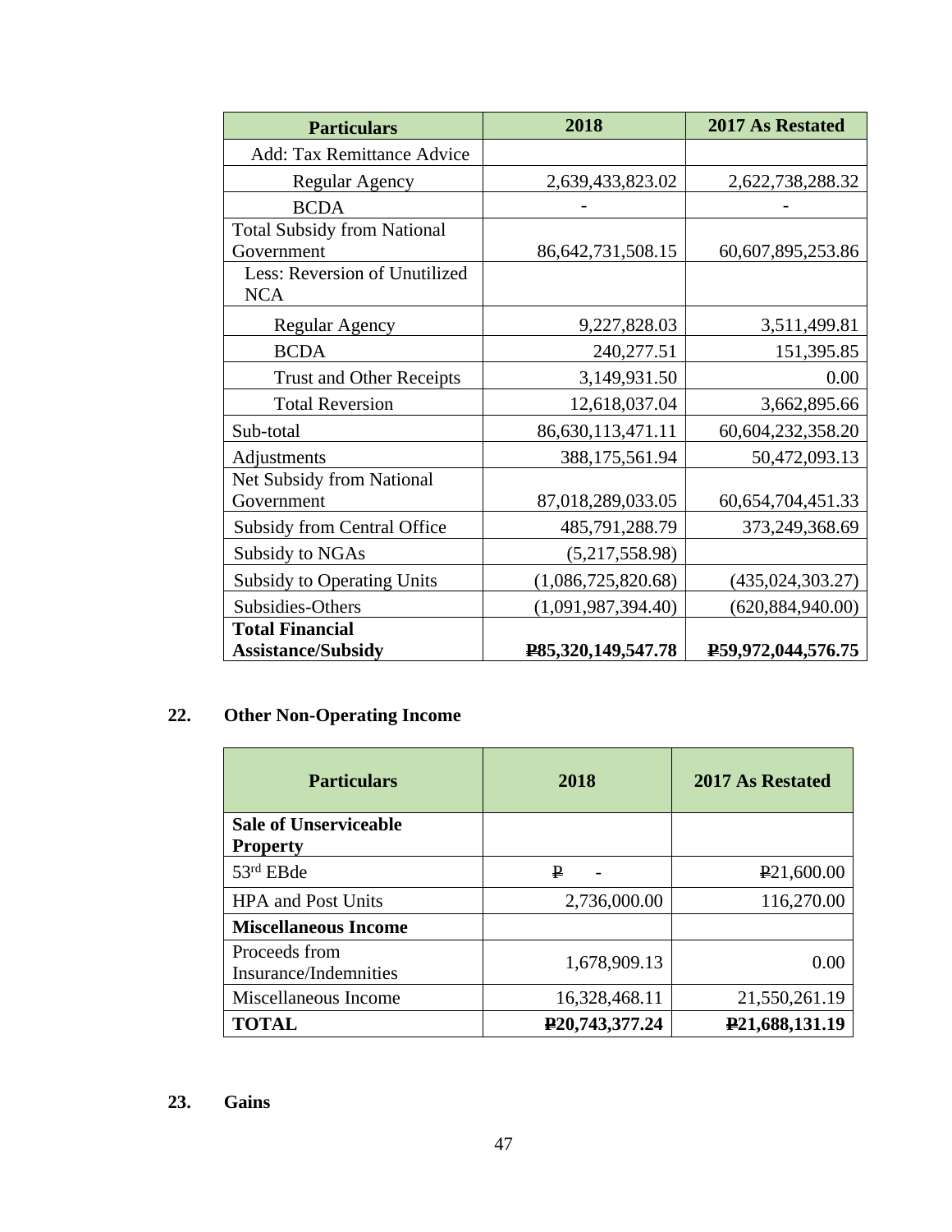| Particulars | 2018 | 2017 As Restated |
|---|---|---|
| Add: Tax Remittance Advice | | |
| Regular Agency | 2,639,433,823.02 | 2,622,738,288.32 |
| BCDA | - | - |
| Total Subsidy from National Government | 86,642,731,508.15 | 60,607,895,253.86 |
| Less: Reversion of Unutilized NCA | | |
| Regular Agency | 9,227,828.03 | 3,511,499.81 |
| BCDA | 240,277.51 | 151,395.85 |
| Trust and Other Receipts | 3,149,931.50 | 0.00 |
| Total Reversion | 12,618,037.04 | 3,662,895.66 |
| Sub-total | 86,630,113,471.11 | 60,604,232,358.20 |
| Adjustments | 388,175,561.94 | 50,472,093.13 |
| Net Subsidy from National Government | 87,018,289,033.05 | 60,654,704,451.33 |
| Subsidy from Central Office | 485,791,288.79 | 373,249,368.69 |
| Subsidy to NGAs | (5,217,558.98) | |
| Subsidy to Operating Units | (1,086,725,820.68) | (435,024,303.27) |
| Subsidies-Others | (1,091,987,394.40) | (620,884,940.00) |
| **Total Financial Assistance/Subsidy** | **₱85,320,149,547.78** | **₱59,972,044,576.75** |

## 22. Other Non-Operating Income

| Particulars | 2018 | 2017 As Restated |
|---|---|---|
| **Sale of Unserviceable Property** | | |
| 53rd EBde | ₱ - | ₱21,600.00 |
| HPA and Post Units | 2,736,000.00 | 116,270.00 |
| **Miscellaneous Income** | | |
| Proceeds from Insurance/Indemnities | 1,678,909.13 | 0.00 |
| Miscellaneous Income | 16,328,468.11 | 21,550,261.19 |
| **TOTAL** | **₱20,743,377.24** | **₱21,688,131.19** |

## 23. Gains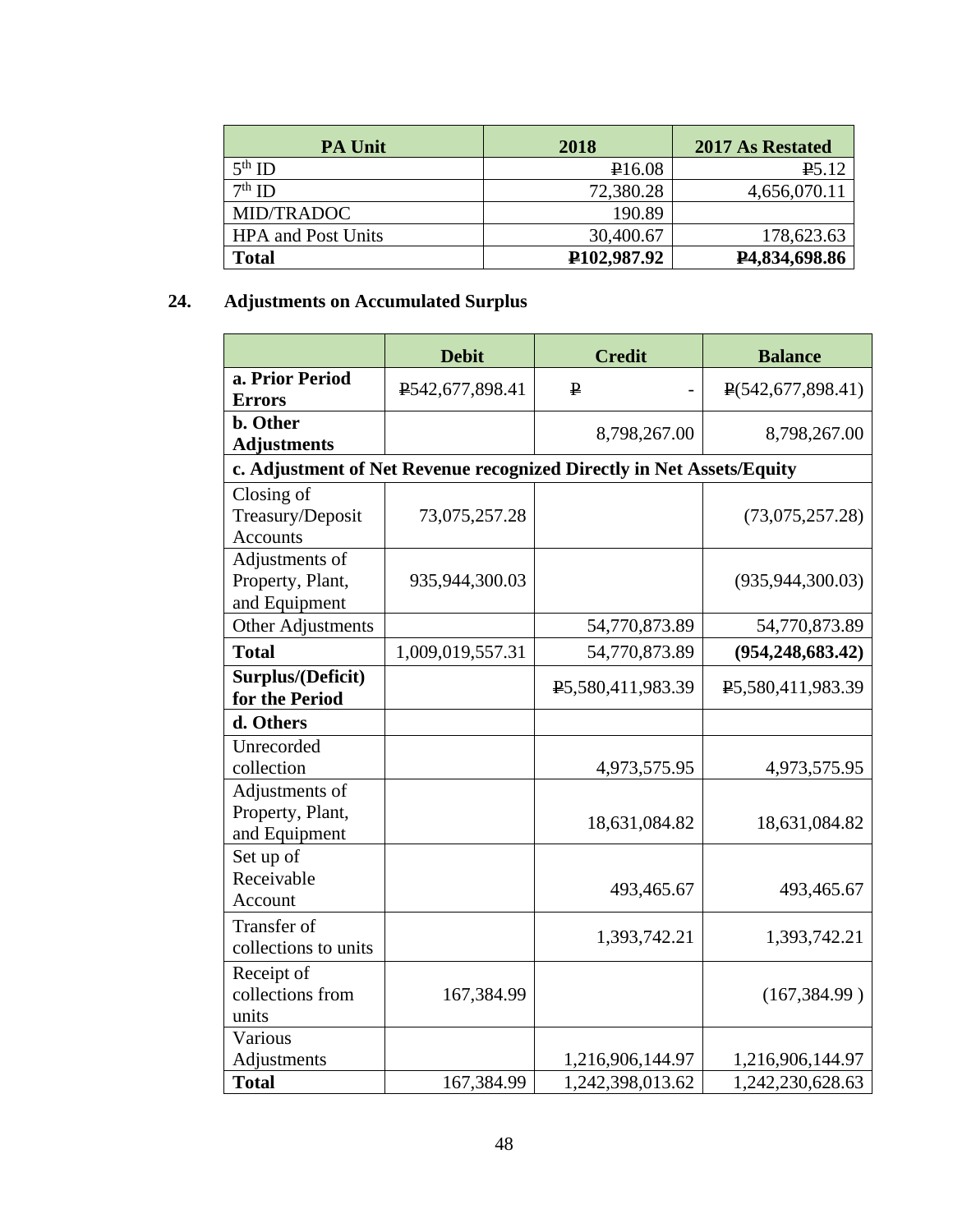| PA Unit | 2018 | 2017 As Restated |
|---|---|---|
| 5th ID | ₱16.08 | ₱5.12 |
| 7th ID | 72,380.28 | 4,656,070.11 |
| MID/TRADOC | 190.89 | |
| HPA and Post Units | 30,400.67 | 178,623.63 |
| **Total** | **₱102,987.92** | **₱4,834,698.86** |

## 24. Adjustments on Accumulated Surplus

| | Debit | Credit | Balance |
|---|---|---|---|
| **a. Prior Period Errors** | ₱542,677,898.41 | ₱ - | ₱(542,677,898.41) |
| **b. Other Adjustments** | | 8,798,267.00 | 8,798,267.00 |
| **c. Adjustment of Net Revenue recognized Directly in Net Assets/Equity** | | | |
| Closing of Treasury/Deposit Accounts | 73,075,257.28 | | (73,075,257.28) |
| Adjustments of Property, Plant, and Equipment | 935,944,300.03 | | (935,944,300.03) |
| Other Adjustments | | 54,770,873.89 | 54,770,873.89 |
| **Total** | 1,009,019,557.31 | 54,770,873.89 | **(954,248,683.42)** |
| **Surplus/(Deficit) for the Period** | | ₱5,580,411,983.39 | ₱5,580,411,983.39 |
| **d. Others** | | | |
| Unrecorded collection | | 4,973,575.95 | 4,973,575.95 |
| Adjustments of Property, Plant, and Equipment | | 18,631,084.82 | 18,631,084.82 |
| Set up of Receivable Account | | 493,465.67 | 493,465.67 |
| Transfer of collections to units | | 1,393,742.21 | 1,393,742.21 |
| Receipt of collections from units | 167,384.99 | | (167,384.99 ) |
| Various Adjustments | | 1,216,906,144.97 | 1,216,906,144.97 |
| **Total** | 167,384.99 | 1,242,398,013.62 | 1,242,230,628.63 |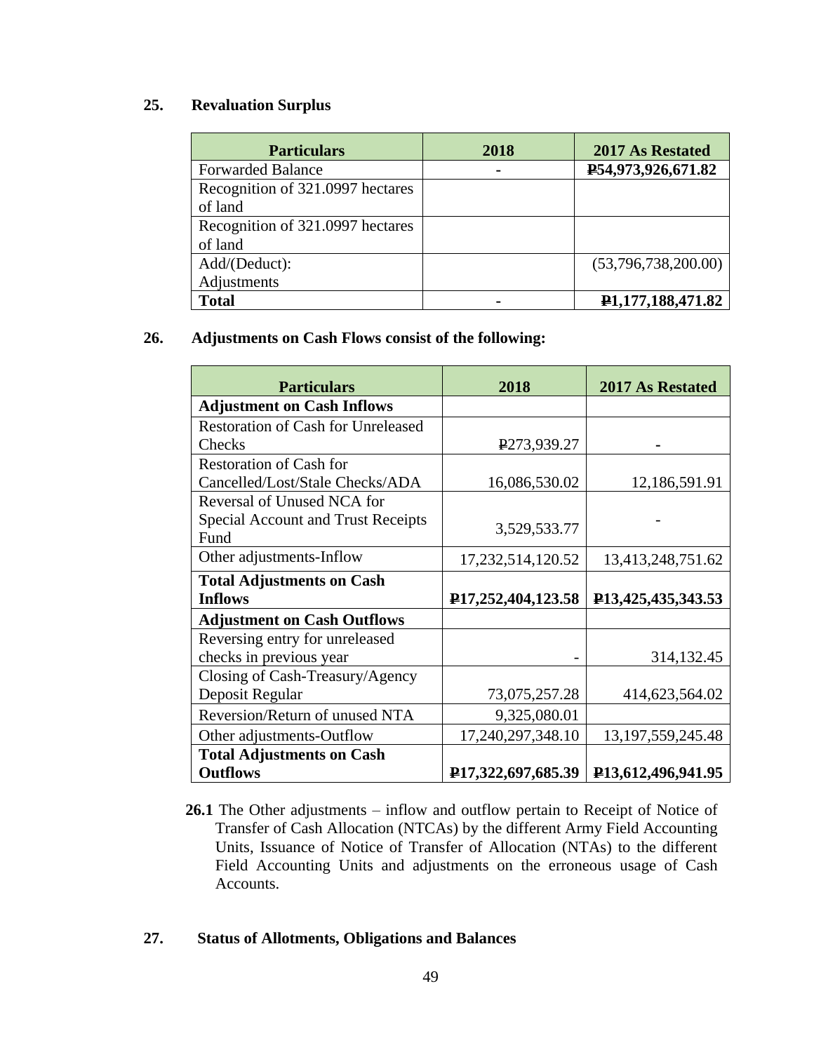## 25. Revaluation Surplus

| Particulars | 2018 | 2017 As Restated |
|---|---|---|
| Forwarded Balance | - | ₱54,973,926,671.82 |
| Recognition of 321.0997 hectares of land | | |
| Recognition of 321.0997 hectares of land | | |
| Add/(Deduct): Adjustments | | (53,796,738,200.00) |
| **Total** | - | **₱1,177,188,471.82** |

## 26. Adjustments on Cash Flows consist of the following:

| Particulars | 2018 | 2017 As Restated |
|---|---|---|
| **Adjustment on Cash Inflows** | | |
| Restoration of Cash for Unreleased Checks | ₱273,939.27 | - |
| Restoration of Cash for Cancelled/Lost/Stale Checks/ADA | 16,086,530.02 | 12,186,591.91 |
| Reversal of Unused NCA for Special Account and Trust Receipts Fund | 3,529,533.77 | - |
| Other adjustments-Inflow | 17,232,514,120.52 | 13,413,248,751.62 |
| **Total Adjustments on Cash Inflows** | **₱17,252,404,123.58** | **₱13,425,435,343.53** |
| **Adjustment on Cash Outflows** | | |
| Reversing entry for unreleased checks in previous year | - | 314,132.45 |
| Closing of Cash-Treasury/Agency Deposit Regular | 73,075,257.28 | 414,623,564.02 |
| Reversion/Return of unused NTA | 9,325,080.01 | |
| Other adjustments-Outflow | 17,240,297,348.10 | 13,197,559,245.48 |
| **Total Adjustments on Cash Outflows** | **₱17,322,697,685.39** | **₱13,612,496,941.95** |

**26.1** The Other adjustments – inflow and outflow pertain to Receipt of Notice of Transfer of Cash Allocation (NTCAs) by the different Army Field Accounting Units, Issuance of Notice of Transfer of Allocation (NTAs) to the different Field Accounting Units and adjustments on the erroneous usage of Cash Accounts.

## 27. Status of Allotments, Obligations and Balances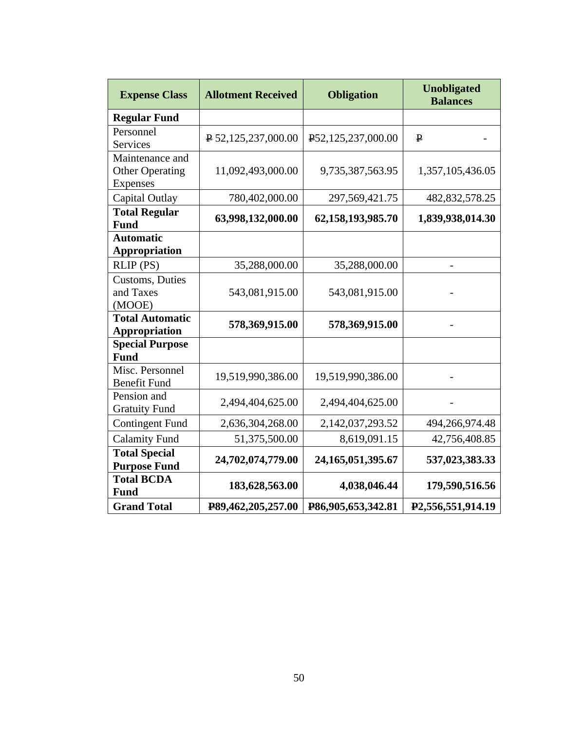| Expense Class | Allotment Received | Obligation | Unobligated Balances |
| --- | --- | --- | --- |
| **Regular Fund** | | | |
| Personnel Services | ₱ 52,125,237,000.00 | ₱52,125,237,000.00 | ₱ - |
| Maintenance and Other Operating Expenses | 11,092,493,000.00 | 9,735,387,563.95 | 1,357,105,436.05 |
| Capital Outlay | 780,402,000.00 | 297,569,421.75 | 482,832,578.25 |
| **Total Regular Fund** | **63,998,132,000.00** | **62,158,193,985.70** | **1,839,938,014.30** |
| **Automatic Appropriation** | | | |
| RLIP (PS) | 35,288,000.00 | 35,288,000.00 | - |
| Customs, Duties and Taxes (MOOE) | 543,081,915.00 | 543,081,915.00 | - |
| **Total Automatic Appropriation** | **578,369,915.00** | **578,369,915.00** | **-** |
| **Special Purpose Fund** | | | |
| Misc. Personnel Benefit Fund | 19,519,990,386.00 | 19,519,990,386.00 | - |
| Pension and Gratuity Fund | 2,494,404,625.00 | 2,494,404,625.00 | - |
| Contingent Fund | 2,636,304,268.00 | 2,142,037,293.52 | 494,266,974.48 |
| Calamity Fund | 51,375,500.00 | 8,619,091.15 | 42,756,408.85 |
| **Total Special Purpose Fund** | **24,702,074,779.00** | **24,165,051,395.67** | **537,023,383.33** |
| **Total BCDA Fund** | **183,628,563.00** | **4,038,046.44** | **179,590,516.56** |
| **Grand Total** | **₱89,462,205,257.00** | **₱86,905,653,342.81** | **₱2,556,551,914.19** |